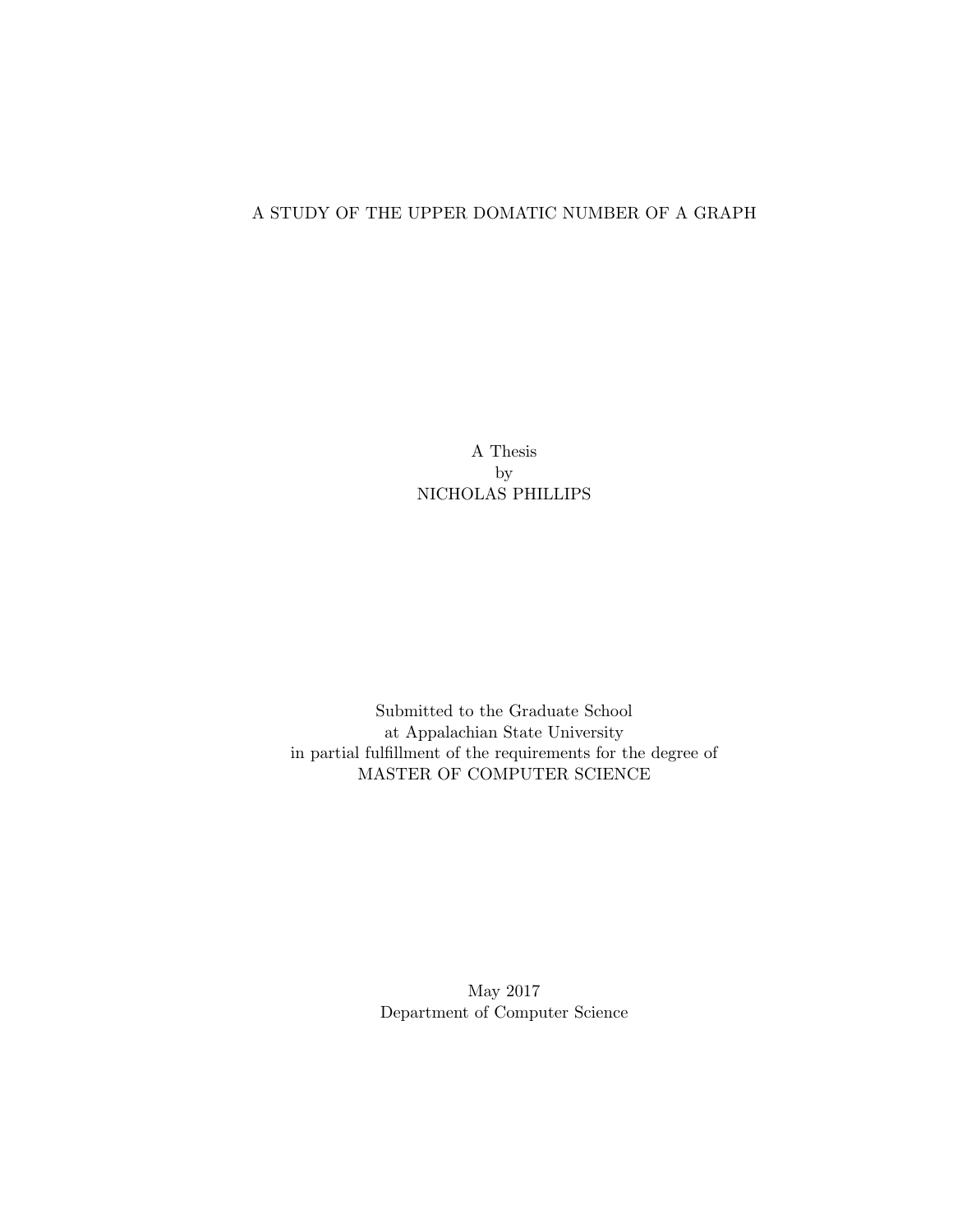# A STUDY OF THE UPPER DOMATIC NUMBER OF A GRAPH

A Thesis
by
NICHOLAS PHILLIPS

Submitted to the Graduate School
at Appalachian State University
in partial fulfillment of the requirements for the degree of
MASTER OF COMPUTER SCIENCE

May 2017
Department of Computer Science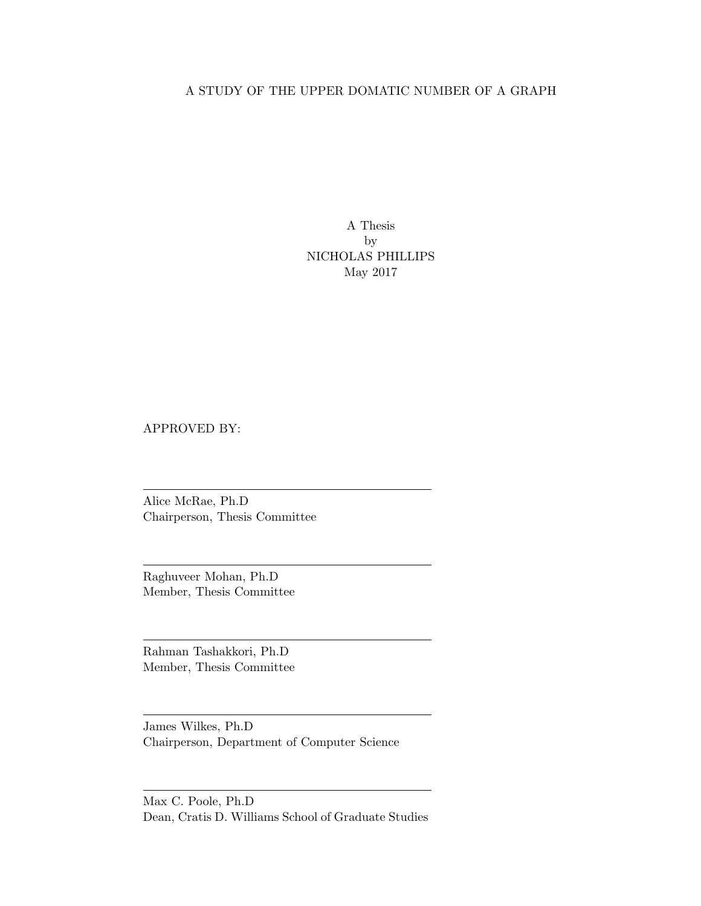A STUDY OF THE UPPER DOMATIC NUMBER OF A GRAPH

A Thesis
by
NICHOLAS PHILLIPS
May 2017

APPROVED BY:

---

Alice McRae, Ph.D
Chairperson, Thesis Committee

---

Raghuveer Mohan, Ph.D
Member, Thesis Committee

---

Rahman Tashakkori, Ph.D
Member, Thesis Committee

---

James Wilkes, Ph.D
Chairperson, Department of Computer Science

---

Max C. Poole, Ph.D
Dean, Cratis D. Williams School of Graduate Studies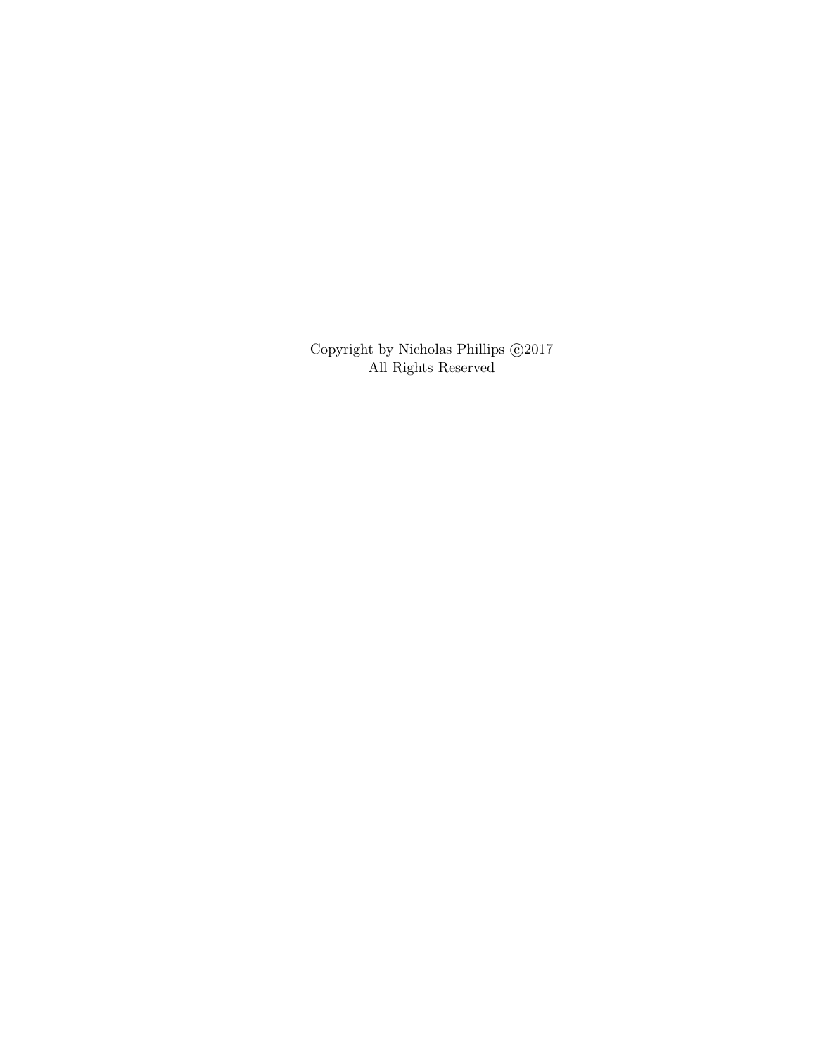Copyright by Nicholas Phillips ©2017
All Rights Reserved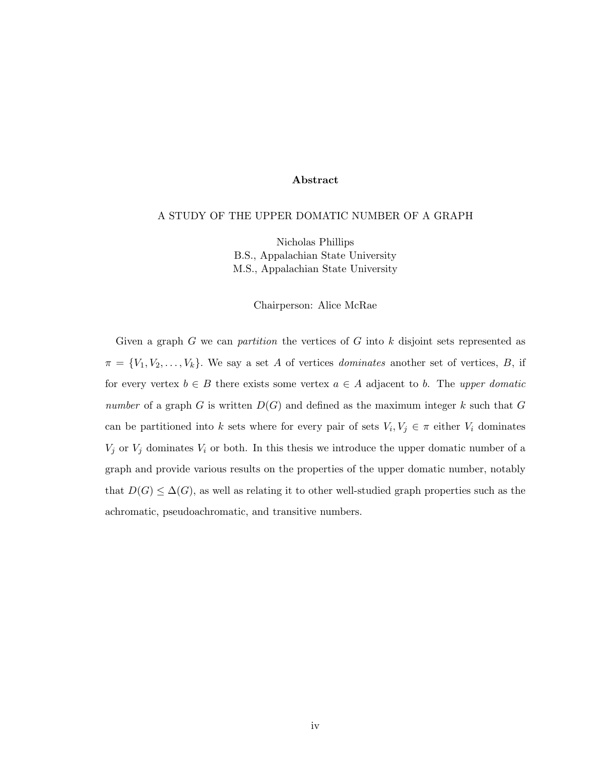## Abstract

A STUDY OF THE UPPER DOMATIC NUMBER OF A GRAPH

Nicholas Phillips
B.S., Appalachian State University
M.S., Appalachian State University

Chairperson: Alice McRae

Given a graph $G$ we can *partition* the vertices of $G$ into $k$ disjoint sets represented as $\pi = \{V_1, V_2, \ldots, V_k\}$. We say a set $A$ of vertices *dominates* another set of vertices, $B$, if for every vertex $b \in B$ there exists some vertex $a \in A$ adjacent to $b$. The *upper domatic number* of a graph $G$ is written $D(G)$ and defined as the maximum integer $k$ such that $G$ can be partitioned into $k$ sets where for every pair of sets $V_i, V_j \in \pi$ either $V_i$ dominates $V_j$ or $V_j$ dominates $V_i$ or both. In this thesis we introduce the upper domatic number of a graph and provide various results on the properties of the upper domatic number, notably that $D(G) \leq \Delta(G)$, as well as relating it to other well-studied graph properties such as the achromatic, pseudoachromatic, and transitive numbers.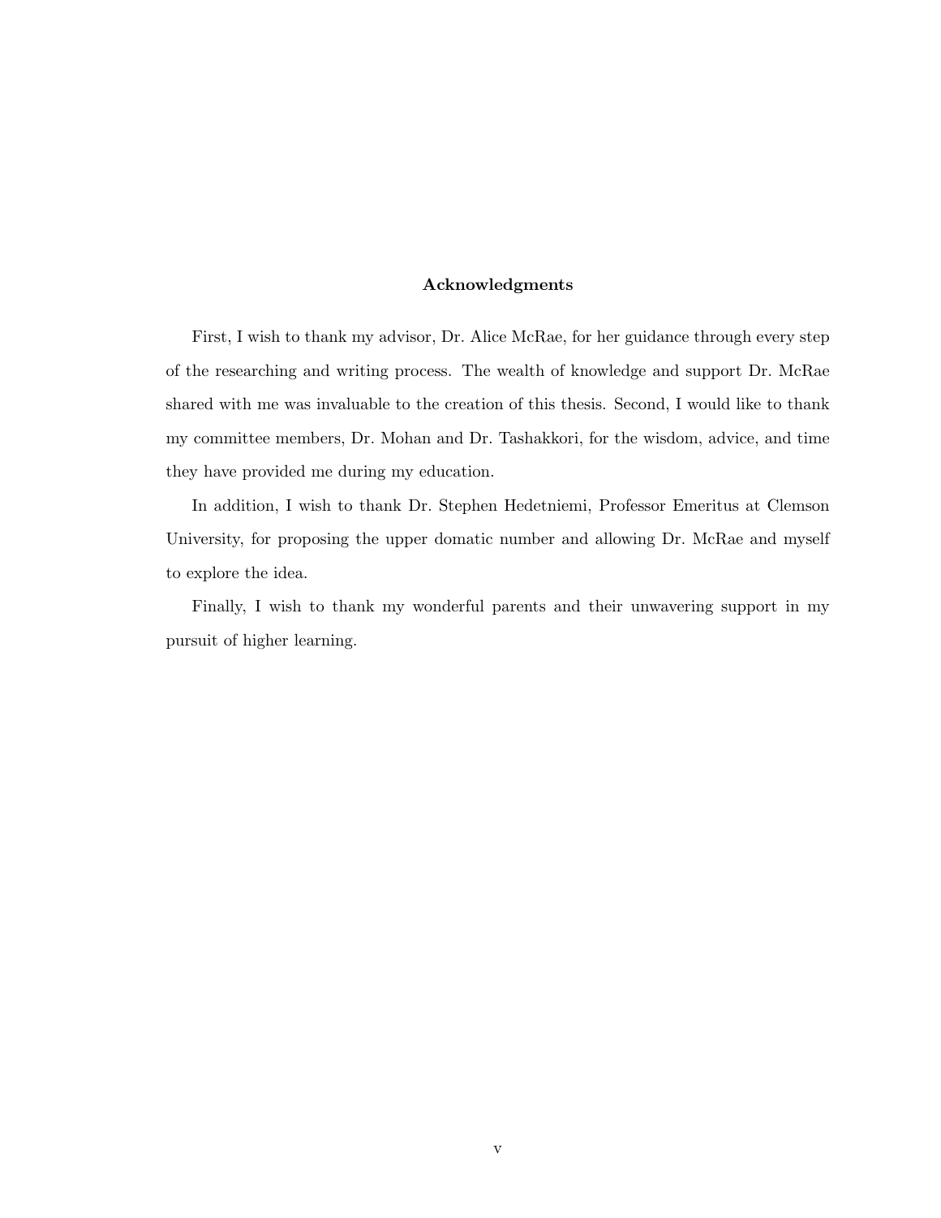## Acknowledgments

First, I wish to thank my advisor, Dr. Alice McRae, for her guidance through every step of the researching and writing process. The wealth of knowledge and support Dr. McRae shared with me was invaluable to the creation of this thesis. Second, I would like to thank my committee members, Dr. Mohan and Dr. Tashakkori, for the wisdom, advice, and time they have provided me during my education.

In addition, I wish to thank Dr. Stephen Hedetniemi, Professor Emeritus at Clemson University, for proposing the upper domatic number and allowing Dr. McRae and myself to explore the idea.

Finally, I wish to thank my wonderful parents and their unwavering support in my pursuit of higher learning.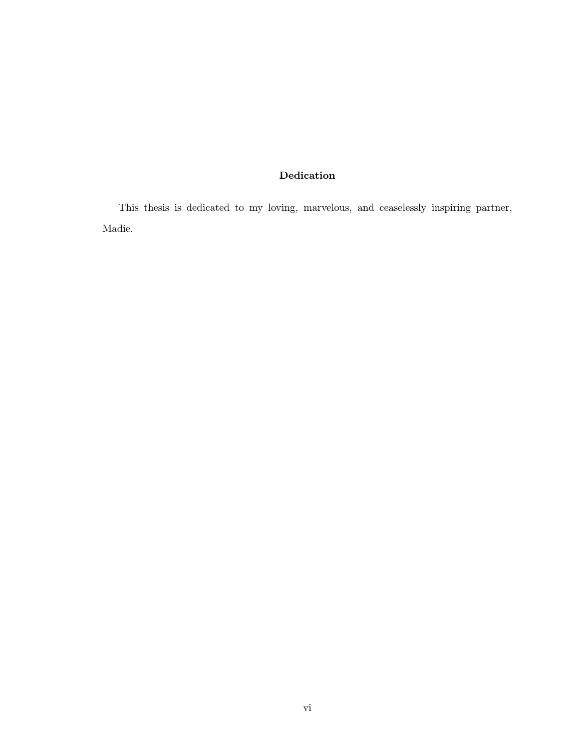## Dedication

This thesis is dedicated to my loving, marvelous, and ceaselessly inspiring partner, Madie.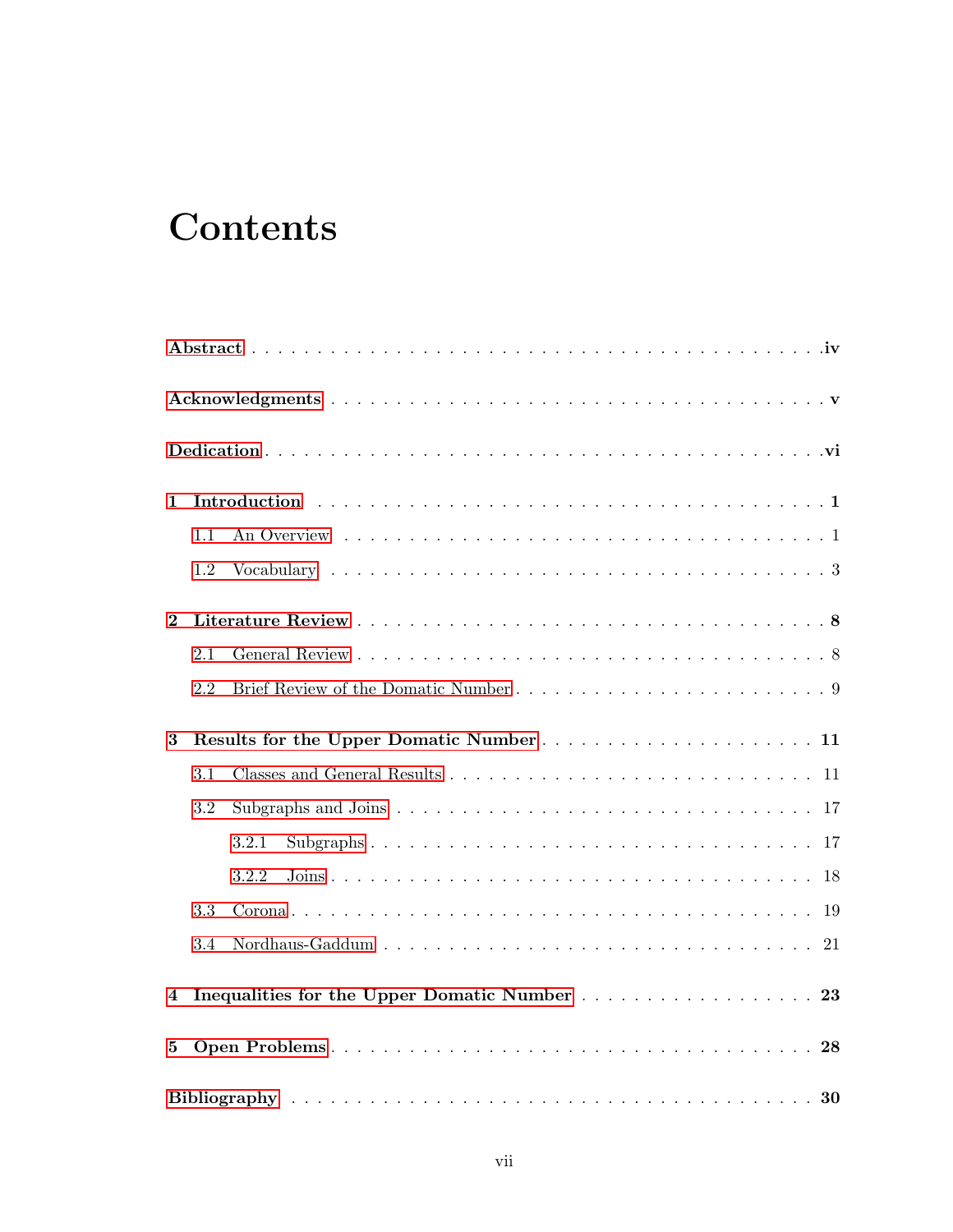# Contents

**Abstract** . . . . . . . . . . . . . . . . . . . . . . . . . . . . . . . . . . . . . . . . **iv**

**Acknowledgments** . . . . . . . . . . . . . . . . . . . . . . . . . . . . . . . . . . **v**

**Dedication** . . . . . . . . . . . . . . . . . . . . . . . . . . . . . . . . . . . . . . . **vi**

**1 Introduction** . . . . . . . . . . . . . . . . . . . . . . . . . . . . . . . . . . . . . **1**

- 1.1 An Overview . . . . . . . . . . . . . . . . . . . . . . . . . . . . . . . . . . 1
- 1.2 Vocabulary . . . . . . . . . . . . . . . . . . . . . . . . . . . . . . . . . . . 3

**2 Literature Review** . . . . . . . . . . . . . . . . . . . . . . . . . . . . . . . . . **8**

- 2.1 General Review . . . . . . . . . . . . . . . . . . . . . . . . . . . . . . . . 8
- 2.2 Brief Review of the Domatic Number . . . . . . . . . . . . . . . . . . . . . 9

**3 Results for the Upper Domatic Number** . . . . . . . . . . . . . . . . . . . . **11**

- 3.1 Classes and General Results . . . . . . . . . . . . . . . . . . . . . . . . . . 11
- 3.2 Subgraphs and Joins . . . . . . . . . . . . . . . . . . . . . . . . . . . . . . 17
  - 3.2.1 Subgraphs . . . . . . . . . . . . . . . . . . . . . . . . . . . . . . . . 17
  - 3.2.2 Joins . . . . . . . . . . . . . . . . . . . . . . . . . . . . . . . . . . . 18
- 3.3 Corona . . . . . . . . . . . . . . . . . . . . . . . . . . . . . . . . . . . . . 19
- 3.4 Nordhaus-Gaddum . . . . . . . . . . . . . . . . . . . . . . . . . . . . . . . 21

**4 Inequalities for the Upper Domatic Number** . . . . . . . . . . . . . . . . . **23**

**5 Open Problems** . . . . . . . . . . . . . . . . . . . . . . . . . . . . . . . . . . . **28**

**Bibliography** . . . . . . . . . . . . . . . . . . . . . . . . . . . . . . . . . . . . . **30**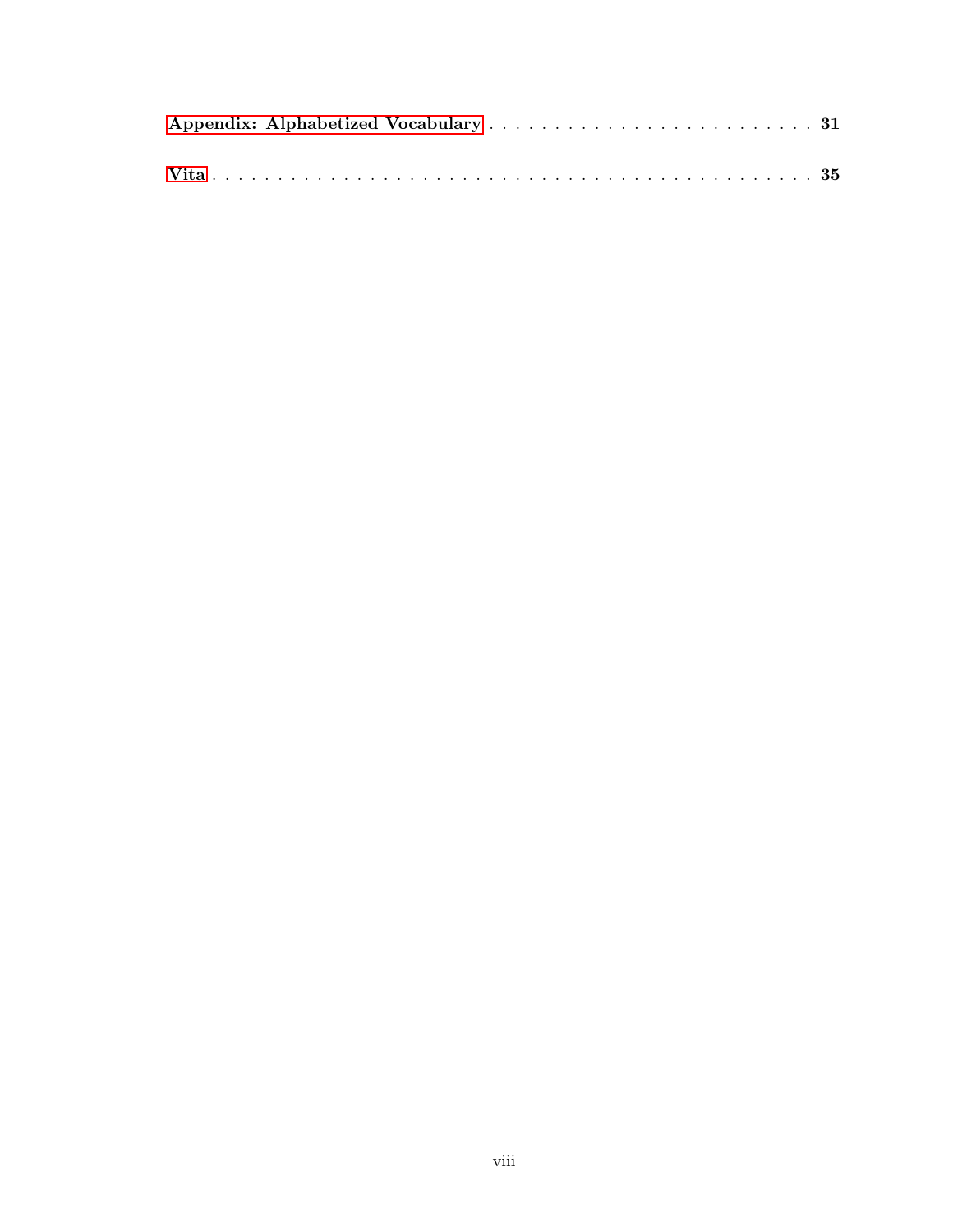**Appendix: Alphabetized Vocabulary** . . . . . . . . . . . . . . . . . . . . . . . . . **31**

**Vita** . . . . . . . . . . . . . . . . . . . . . . . . . . . . . . . . . . . . . . . . . . . . . . **35**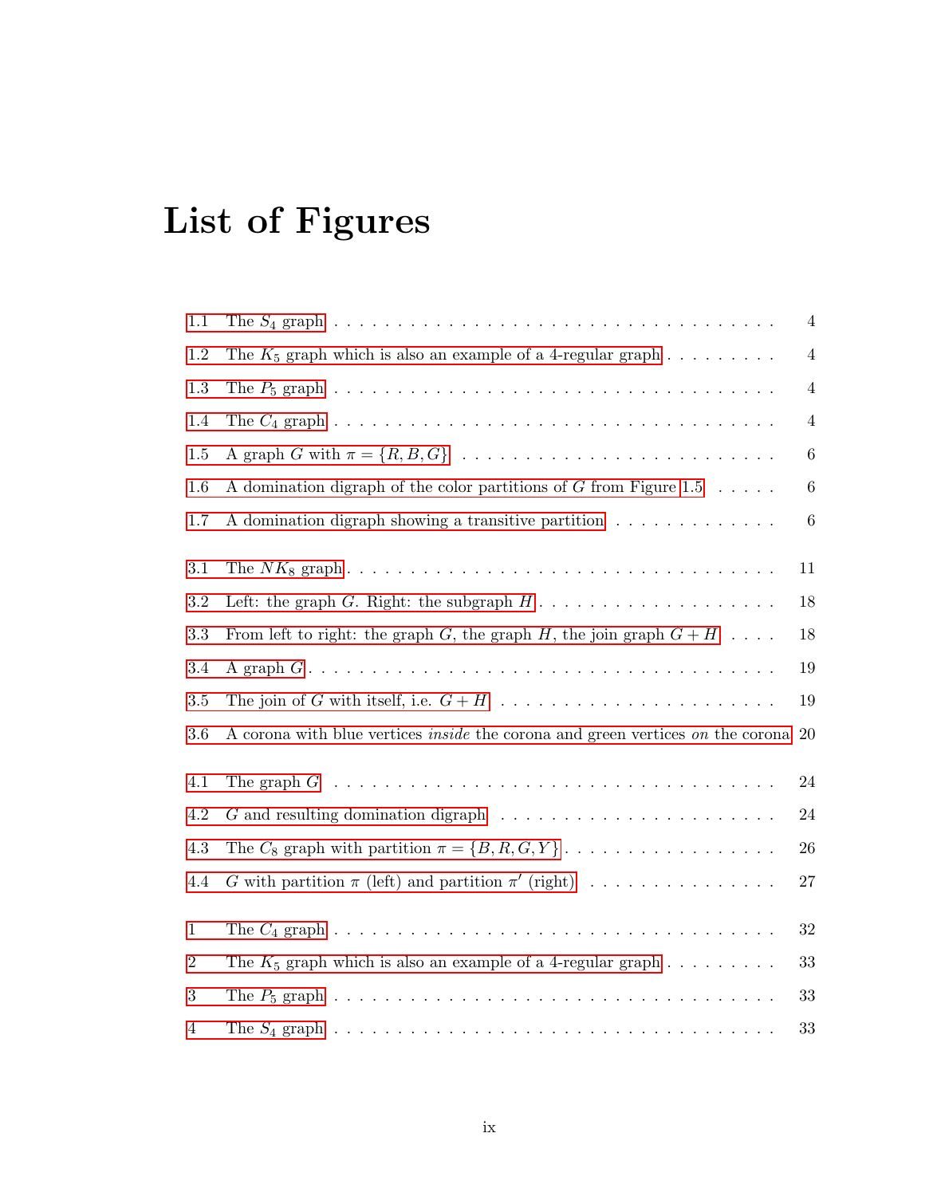# List of Figures

| | | |
|---|---|---|
| 1.1 | The $S_4$ graph | 4 |
| 1.2 | The $K_5$ graph which is also an example of a 4-regular graph | 4 |
| 1.3 | The $P_5$ graph | 4 |
| 1.4 | The $C_4$ graph | 4 |
| 1.5 | A graph $G$ with $\pi = \{R, B, G\}$ | 6 |
| 1.6 | A domination digraph of the color partitions of $G$ from Figure 1.5 | 6 |
| 1.7 | A domination digraph showing a transitive partition | 6 |
| 3.1 | The $NK_8$ graph | 11 |
| 3.2 | Left: the graph $G$. Right: the subgraph $H$ | 18 |
| 3.3 | From left to right: the graph $G$, the graph $H$, the join graph $G + H$ | 18 |
| 3.4 | A graph $G$ | 19 |
| 3.5 | The join of $G$ with itself, i.e. $G + H$ | 19 |
| 3.6 | A corona with blue vertices *inside* the corona and green vertices *on* the corona | 20 |
| 4.1 | The graph $G$ | 24 |
| 4.2 | $G$ and resulting domination digraph | 24 |
| 4.3 | The $C_8$ graph with partition $\pi = \{B, R, G, Y\}$ | 26 |
| 4.4 | $G$ with partition $\pi$ (left) and partition $\pi'$ (right) | 27 |
| 1 | The $C_4$ graph | 32 |
| 2 | The $K_5$ graph which is also an example of a 4-regular graph | 33 |
| 3 | The $P_5$ graph | 33 |
| 4 | The $S_4$ graph | 33 |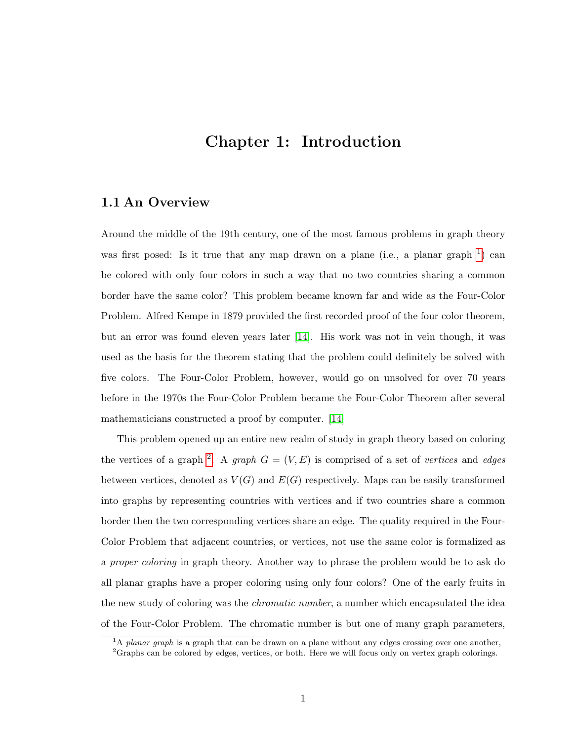# Chapter 1: Introduction

## 1.1 An Overview

Around the middle of the 19th century, one of the most famous problems in graph theory was first posed: Is it true that any map drawn on a plane (i.e., a planar graph [1]) can be colored with only four colors in such a way that no two countries sharing a common border have the same color? This problem became known far and wide as the Four-Color Problem. Alfred Kempe in 1879 provided the first recorded proof of the four color theorem, but an error was found eleven years later [14]. His work was not in vein though, it was used as the basis for the theorem stating that the problem could definitely be solved with five colors. The Four-Color Problem, however, would go on unsolved for over 70 years before in the 1970s the Four-Color Problem became the Four-Color Theorem after several mathematicians constructed a proof by computer. [14]

This problem opened up an entire new realm of study in graph theory based on coloring the vertices of a graph [2]. A *graph* $G = (V, E)$ is comprised of a set of *vertices* and *edges* between vertices, denoted as $V(G)$ and $E(G)$ respectively. Maps can be easily transformed into graphs by representing countries with vertices and if two countries share a common border then the two corresponding vertices share an edge. The quality required in the Four-Color Problem that adjacent countries, or vertices, not use the same color is formalized as a *proper coloring* in graph theory. Another way to phrase the problem would be to ask do all planar graphs have a proper coloring using only four colors? One of the early fruits in the new study of coloring was the *chromatic number*, a number which encapsulated the idea of the Four-Color Problem. The chromatic number is but one of many graph parameters,

[1] A *planar graph* is a graph that can be drawn on a plane without any edges crossing over one another,

[2] Graphs can be colored by edges, vertices, or both. Here we will focus only on vertex graph colorings.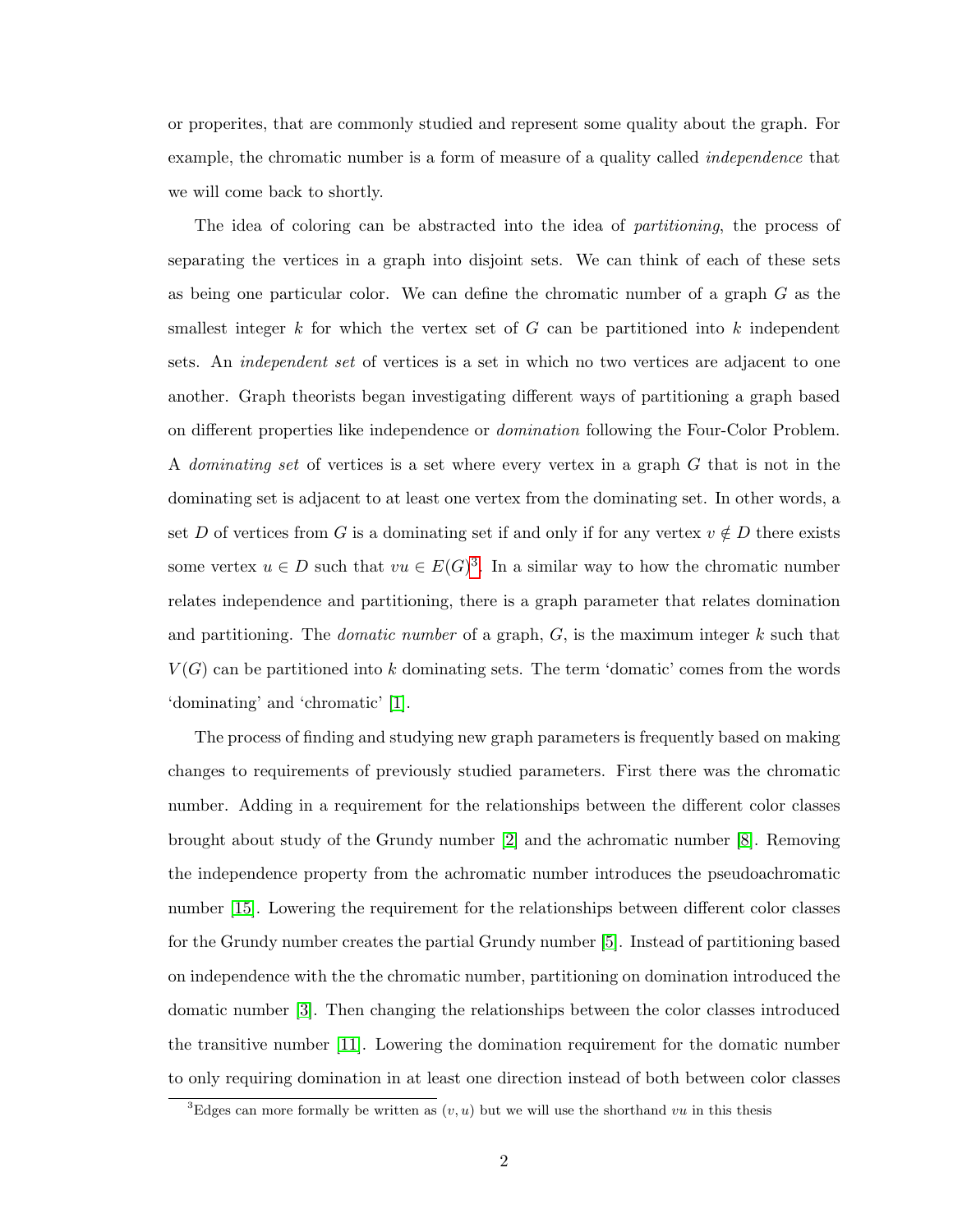or properites, that are commonly studied and represent some quality about the graph. For example, the chromatic number is a form of measure of a quality called *independence* that we will come back to shortly.

The idea of coloring can be abstracted into the idea of *partitioning*, the process of separating the vertices in a graph into disjoint sets. We can think of each of these sets as being one particular color. We can define the chromatic number of a graph $G$ as the smallest integer $k$ for which the vertex set of $G$ can be partitioned into $k$ independent sets. An *independent set* of vertices is a set in which no two vertices are adjacent to one another. Graph theorists began investigating different ways of partitioning a graph based on different properties like independence or *domination* following the Four-Color Problem. A *dominating set* of vertices is a set where every vertex in a graph $G$ that is not in the dominating set is adjacent to at least one vertex from the dominating set. In other words, a set $D$ of vertices from $G$ is a dominating set if and only if for any vertex $v \notin D$ there exists some vertex $u \in D$ such that $vu \in E(G)$[3]. In a similar way to how the chromatic number relates independence and partitioning, there is a graph parameter that relates domination and partitioning. The *domatic number* of a graph, $G$, is the maximum integer $k$ such that $V(G)$ can be partitioned into $k$ dominating sets. The term 'domatic' comes from the words 'dominating' and 'chromatic' [1].

The process of finding and studying new graph parameters is frequently based on making changes to requirements of previously studied parameters. First there was the chromatic number. Adding in a requirement for the relationships between the different color classes brought about study of the Grundy number [2] and the achromatic number [8]. Removing the independence property from the achromatic number introduces the pseudoachromatic number [15]. Lowering the requirement for the relationships between different color classes for the Grundy number creates the partial Grundy number [5]. Instead of partitioning based on independence with the the chromatic number, partitioning on domination introduced the domatic number [3]. Then changing the relationships between the color classes introduced the transitive number [11]. Lowering the domination requirement for the domatic number to only requiring domination in at least one direction instead of both between color classes

[3] Edges can more formally be written as $(v, u)$ but we will use the shorthand $vu$ in this thesis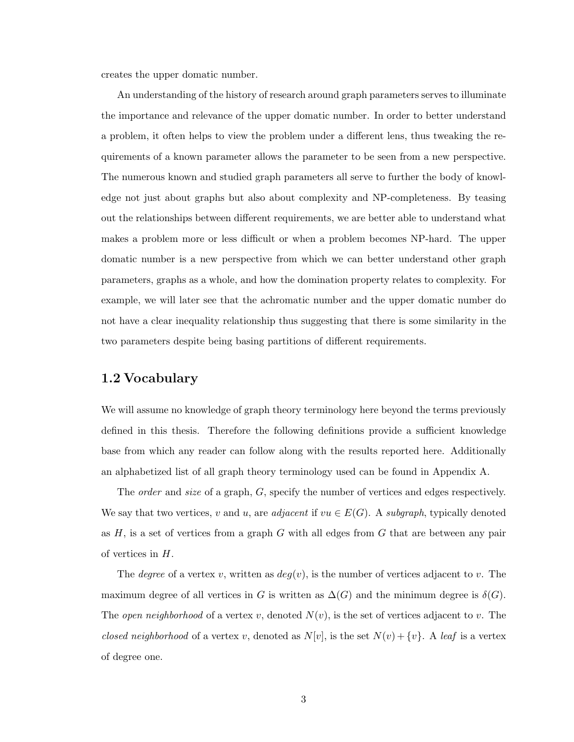creates the upper domatic number.

An understanding of the history of research around graph parameters serves to illuminate the importance and relevance of the upper domatic number. In order to better understand a problem, it often helps to view the problem under a different lens, thus tweaking the requirements of a known parameter allows the parameter to be seen from a new perspective. The numerous known and studied graph parameters all serve to further the body of knowledge not just about graphs but also about complexity and NP-completeness. By teasing out the relationships between different requirements, we are better able to understand what makes a problem more or less difficult or when a problem becomes NP-hard. The upper domatic number is a new perspective from which we can better understand other graph parameters, graphs as a whole, and how the domination property relates to complexity. For example, we will later see that the achromatic number and the upper domatic number do not have a clear inequality relationship thus suggesting that there is some similarity in the two parameters despite being basing partitions of different requirements.

## 1.2 Vocabulary

We will assume no knowledge of graph theory terminology here beyond the terms previously defined in this thesis. Therefore the following definitions provide a sufficient knowledge base from which any reader can follow along with the results reported here. Additionally an alphabetized list of all graph theory terminology used can be found in Appendix A.

The *order* and *size* of a graph, $G$, specify the number of vertices and edges respectively. We say that two vertices, $v$ and $u$, are *adjacent* if $vu \in E(G)$. A *subgraph*, typically denoted as $H$, is a set of vertices from a graph $G$ with all edges from $G$ that are between any pair of vertices in $H$.

The *degree* of a vertex $v$, written as $deg(v)$, is the number of vertices adjacent to $v$. The maximum degree of all vertices in $G$ is written as $\Delta(G)$ and the minimum degree is $\delta(G)$. The *open neighborhood* of a vertex $v$, denoted $N(v)$, is the set of vertices adjacent to $v$. The *closed neighborhood* of a vertex $v$, denoted as $N[v]$, is the set $N(v) + \{v\}$. A *leaf* is a vertex of degree one.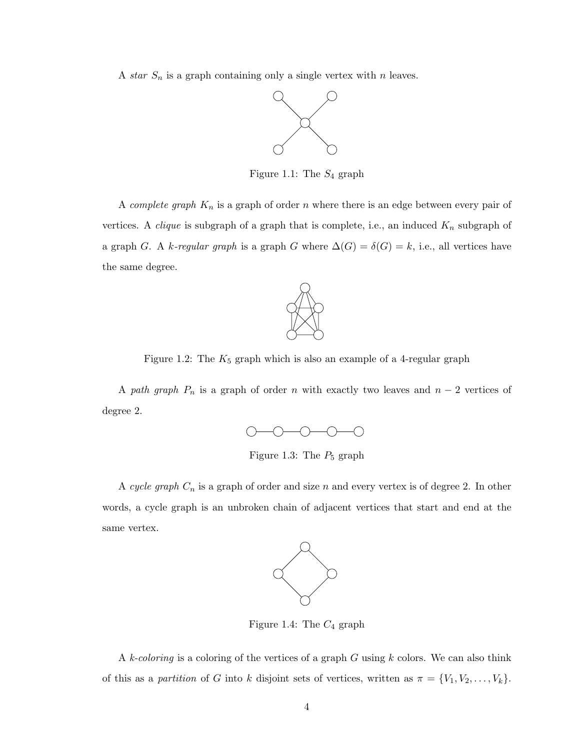A *star* $S_n$ is a graph containing only a single vertex with $n$ leaves.

Figure 1.1: The $S_4$ graph

A *complete graph* $K_n$ is a graph of order $n$ where there is an edge between every pair of vertices. A *clique* is subgraph of a graph that is complete, i.e., an induced $K_n$ subgraph of a graph $G$. A *k-regular graph* is a graph $G$ where $\Delta(G) = \delta(G) = k$, i.e., all vertices have the same degree.

Figure 1.2: The $K_5$ graph which is also an example of a 4-regular graph

A *path graph* $P_n$ is a graph of order $n$ with exactly two leaves and $n - 2$ vertices of degree 2.

Figure 1.3: The $P_5$ graph

A *cycle graph* $C_n$ is a graph of order and size $n$ and every vertex is of degree 2. In other words, a cycle graph is an unbroken chain of adjacent vertices that start and end at the same vertex.

Figure 1.4: The $C_4$ graph

A *k-coloring* is a coloring of the vertices of a graph $G$ using $k$ colors. We can also think of this as a *partition* of $G$ into $k$ disjoint sets of vertices, written as $\pi = \{V_1, V_2, \ldots, V_k\}$.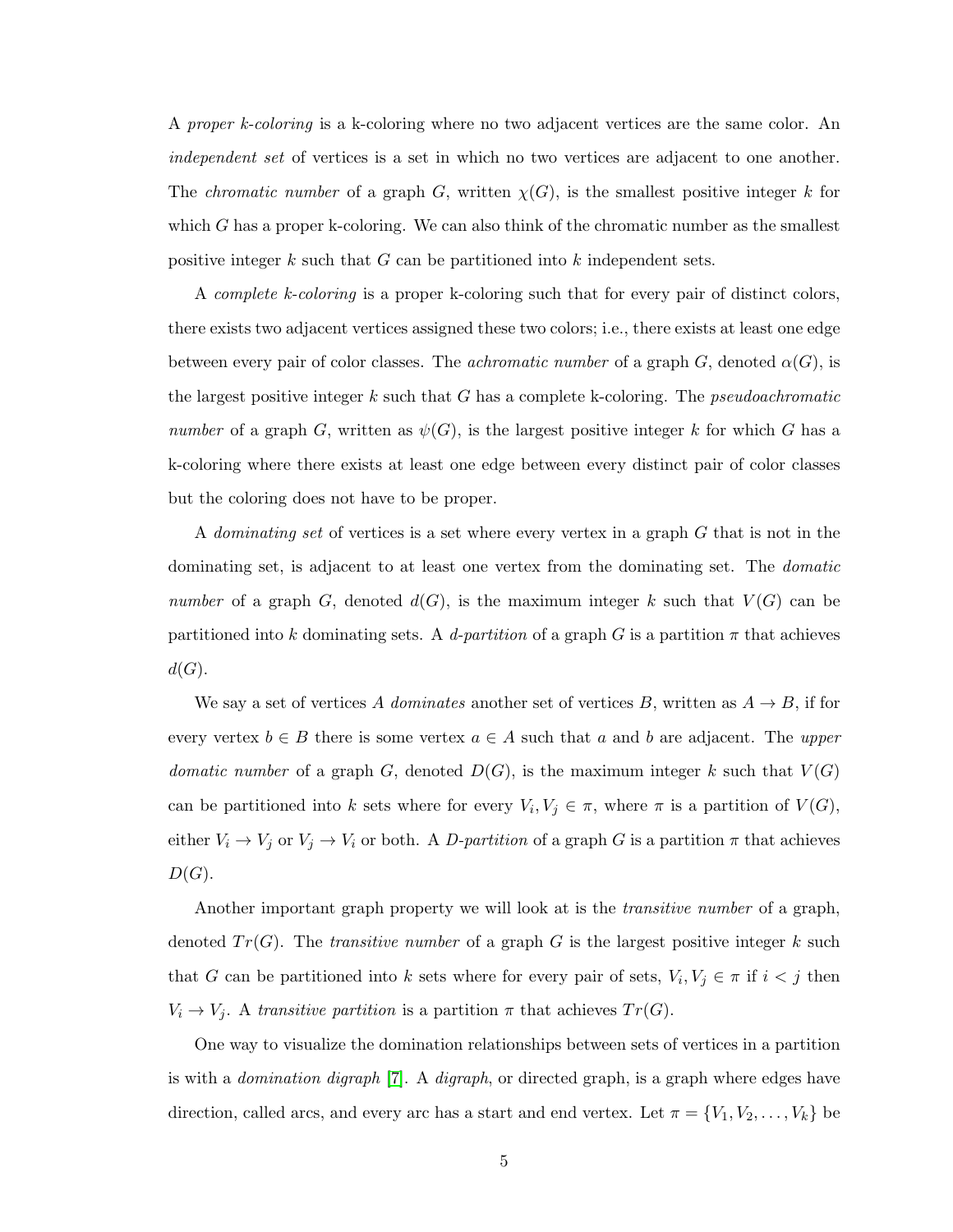A *proper k-coloring* is a k-coloring where no two adjacent vertices are the same color. An *independent set* of vertices is a set in which no two vertices are adjacent to one another. The *chromatic number* of a graph $G$, written $\chi(G)$, is the smallest positive integer $k$ for which $G$ has a proper k-coloring. We can also think of the chromatic number as the smallest positive integer $k$ such that $G$ can be partitioned into $k$ independent sets.

A *complete k-coloring* is a proper k-coloring such that for every pair of distinct colors, there exists two adjacent vertices assigned these two colors; i.e., there exists at least one edge between every pair of color classes. The *achromatic number* of a graph $G$, denoted $\alpha(G)$, is the largest positive integer $k$ such that $G$ has a complete k-coloring. The *pseudoachromatic number* of a graph $G$, written as $\psi(G)$, is the largest positive integer $k$ for which $G$ has a k-coloring where there exists at least one edge between every distinct pair of color classes but the coloring does not have to be proper.

A *dominating set* of vertices is a set where every vertex in a graph $G$ that is not in the dominating set, is adjacent to at least one vertex from the dominating set. The *domatic number* of a graph $G$, denoted $d(G)$, is the maximum integer $k$ such that $V(G)$ can be partitioned into $k$ dominating sets. A *d-partition* of a graph $G$ is a partition $\pi$ that achieves $d(G)$.

We say a set of vertices $A$ *dominates* another set of vertices $B$, written as $A \to B$, if for every vertex $b \in B$ there is some vertex $a \in A$ such that $a$ and $b$ are adjacent. The *upper domatic number* of a graph $G$, denoted $D(G)$, is the maximum integer $k$ such that $V(G)$ can be partitioned into $k$ sets where for every $V_i, V_j \in \pi$, where $\pi$ is a partition of $V(G)$, either $V_i \to V_j$ or $V_j \to V_i$ or both. A *D-partition* of a graph $G$ is a partition $\pi$ that achieves $D(G)$.

Another important graph property we will look at is the *transitive number* of a graph, denoted $Tr(G)$. The *transitive number* of a graph $G$ is the largest positive integer $k$ such that $G$ can be partitioned into $k$ sets where for every pair of sets, $V_i, V_j \in \pi$ if $i < j$ then $V_i \to V_j$. A *transitive partition* is a partition $\pi$ that achieves $Tr(G)$.

One way to visualize the domination relationships between sets of vertices in a partition is with a *domination digraph* [7]. A *digraph*, or directed graph, is a graph where edges have direction, called arcs, and every arc has a start and end vertex. Let $\pi = \{V_1, V_2, \ldots, V_k\}$ be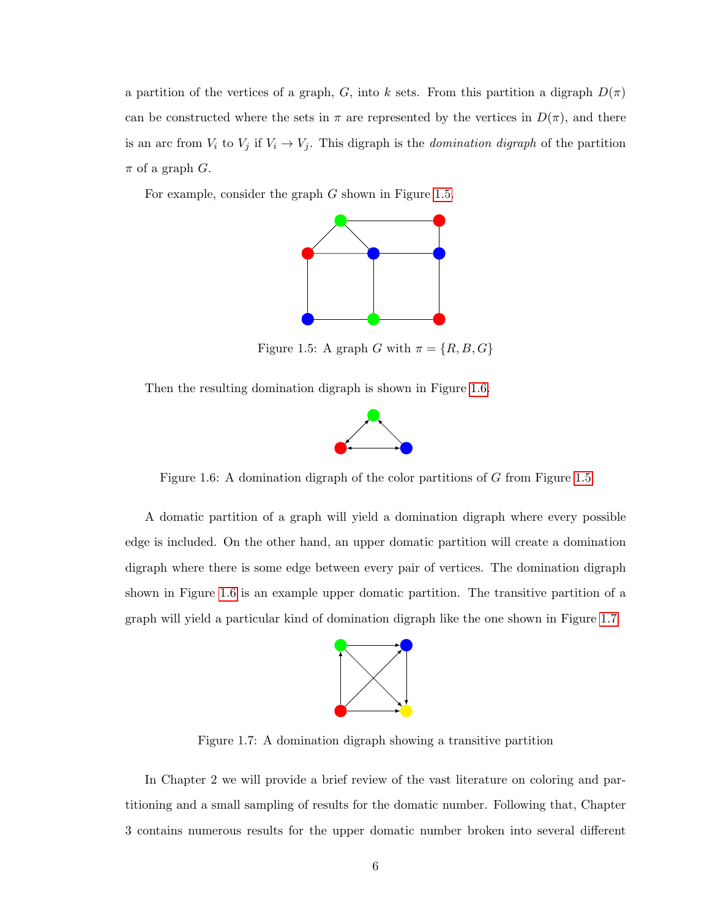a partition of the vertices of a graph, $G$, into $k$ sets. From this partition a digraph $D(\pi)$ can be constructed where the sets in $\pi$ are represented by the vertices in $D(\pi)$, and there is an arc from $V_i$ to $V_j$ if $V_i \to V_j$. This digraph is the *domination digraph* of the partition $\pi$ of a graph $G$.

For example, consider the graph $G$ shown in Figure 1.5.

Figure 1.5: A graph $G$ with $\pi = \{R, B, G\}$

Then the resulting domination digraph is shown in Figure 1.6.

Figure 1.6: A domination digraph of the color partitions of $G$ from Figure 1.5

A domatic partition of a graph will yield a domination digraph where every possible edge is included. On the other hand, an upper domatic partition will create a domination digraph where there is some edge between every pair of vertices. The domination digraph shown in Figure 1.6 is an example upper domatic partition. The transitive partition of a graph will yield a particular kind of domination digraph like the one shown in Figure 1.7.

Figure 1.7: A domination digraph showing a transitive partition

In Chapter 2 we will provide a brief review of the vast literature on coloring and partitioning and a small sampling of results for the domatic number. Following that, Chapter 3 contains numerous results for the upper domatic number broken into several different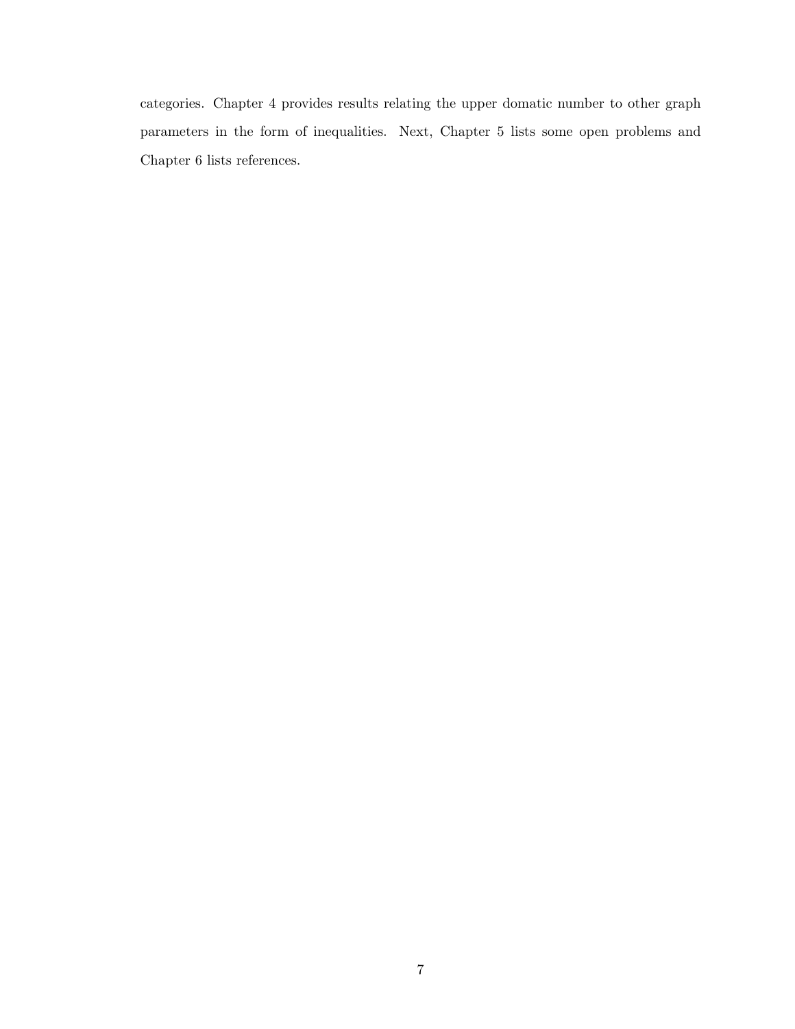categories. Chapter 4 provides results relating the upper domatic number to other graph parameters in the form of inequalities. Next, Chapter 5 lists some open problems and Chapter 6 lists references.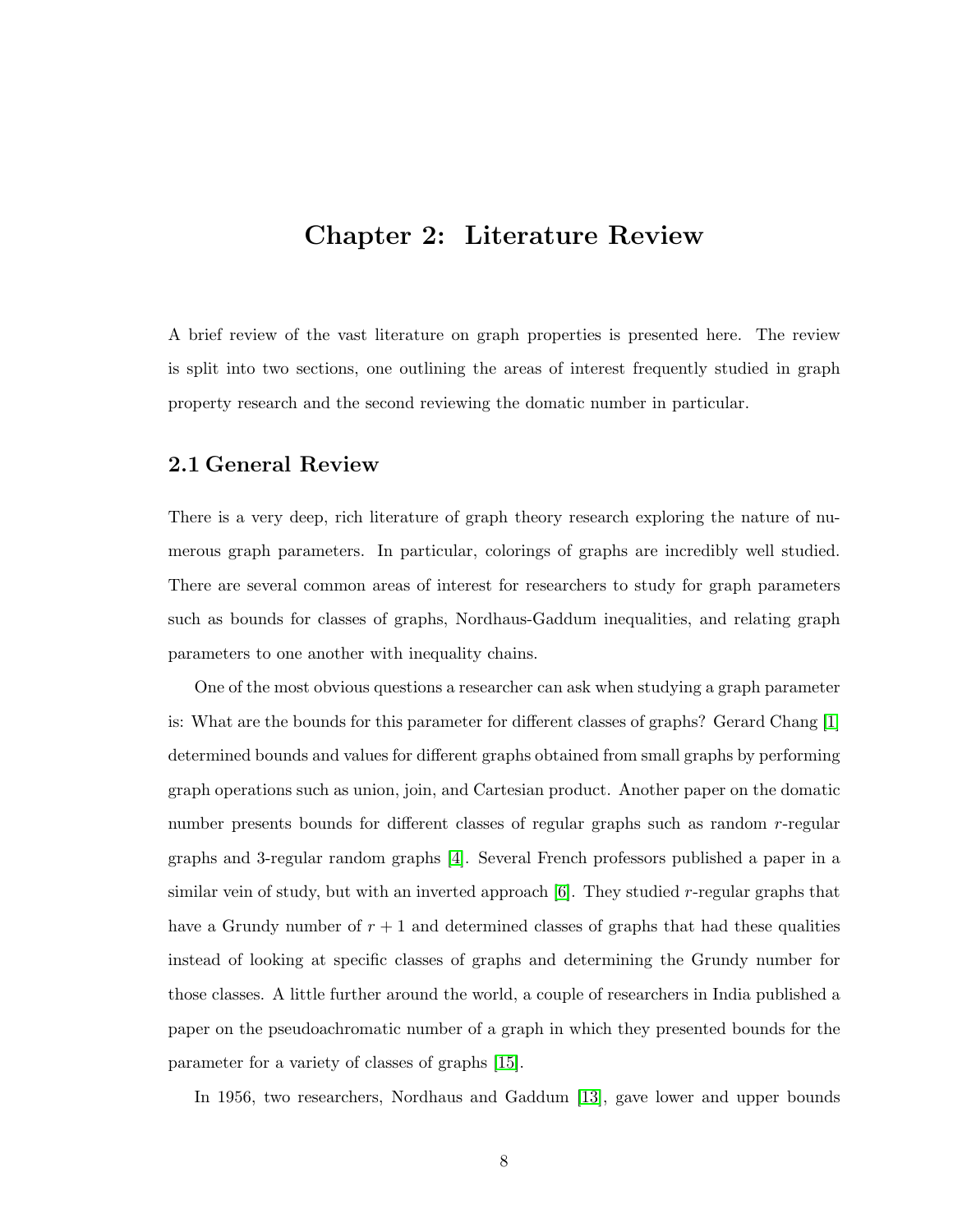# Chapter 2: Literature Review

A brief review of the vast literature on graph properties is presented here. The review is split into two sections, one outlining the areas of interest frequently studied in graph property research and the second reviewing the domatic number in particular.

## 2.1 General Review

There is a very deep, rich literature of graph theory research exploring the nature of numerous graph parameters. In particular, colorings of graphs are incredibly well studied. There are several common areas of interest for researchers to study for graph parameters such as bounds for classes of graphs, Nordhaus-Gaddum inequalities, and relating graph parameters to one another with inequality chains.

One of the most obvious questions a researcher can ask when studying a graph parameter is: What are the bounds for this parameter for different classes of graphs? Gerard Chang [1] determined bounds and values for different graphs obtained from small graphs by performing graph operations such as union, join, and Cartesian product. Another paper on the domatic number presents bounds for different classes of regular graphs such as random $r$-regular graphs and 3-regular random graphs [4]. Several French professors published a paper in a similar vein of study, but with an inverted approach [6]. They studied $r$-regular graphs that have a Grundy number of $r + 1$ and determined classes of graphs that had these qualities instead of looking at specific classes of graphs and determining the Grundy number for those classes. A little further around the world, a couple of researchers in India published a paper on the pseudoachromatic number of a graph in which they presented bounds for the parameter for a variety of classes of graphs [15].

In 1956, two researchers, Nordhaus and Gaddum [13], gave lower and upper bounds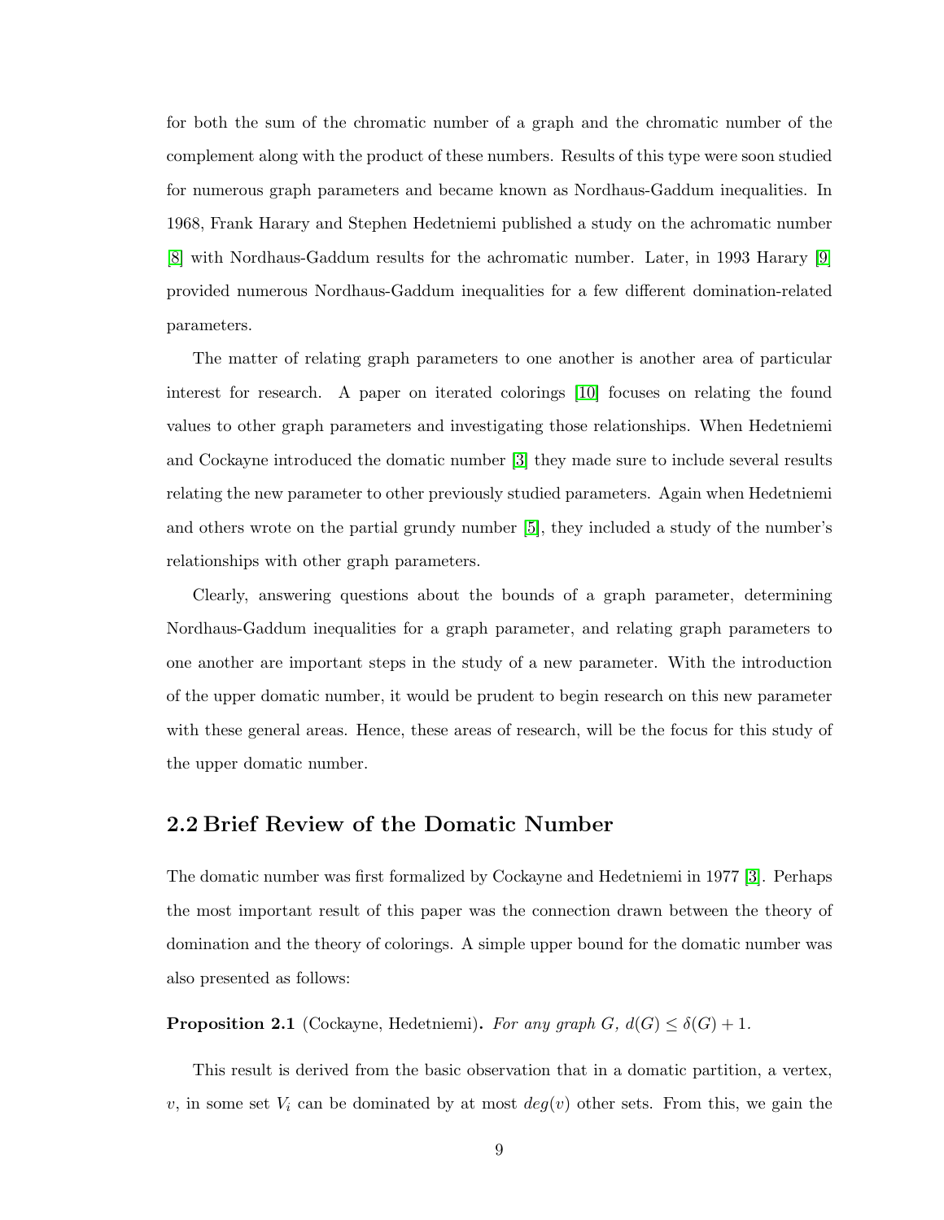for both the sum of the chromatic number of a graph and the chromatic number of the complement along with the product of these numbers. Results of this type were soon studied for numerous graph parameters and became known as Nordhaus-Gaddum inequalities. In 1968, Frank Harary and Stephen Hedetniemi published a study on the achromatic number [8] with Nordhaus-Gaddum results for the achromatic number. Later, in 1993 Harary [9] provided numerous Nordhaus-Gaddum inequalities for a few different domination-related parameters.

The matter of relating graph parameters to one another is another area of particular interest for research. A paper on iterated colorings [10] focuses on relating the found values to other graph parameters and investigating those relationships. When Hedetniemi and Cockayne introduced the domatic number [3] they made sure to include several results relating the new parameter to other previously studied parameters. Again when Hedetniemi and others wrote on the partial grundy number [5], they included a study of the number's relationships with other graph parameters.

Clearly, answering questions about the bounds of a graph parameter, determining Nordhaus-Gaddum inequalities for a graph parameter, and relating graph parameters to one another are important steps in the study of a new parameter. With the introduction of the upper domatic number, it would be prudent to begin research on this new parameter with these general areas. Hence, these areas of research, will be the focus for this study of the upper domatic number.

## 2.2 Brief Review of the Domatic Number

The domatic number was first formalized by Cockayne and Hedetniemi in 1977 [3]. Perhaps the most important result of this paper was the connection drawn between the theory of domination and the theory of colorings. A simple upper bound for the domatic number was also presented as follows:

**Proposition 2.1** (Cockayne, Hedetniemi)**.** *For any graph $G$, $d(G) \leq \delta(G) + 1$.*

This result is derived from the basic observation that in a domatic partition, a vertex, $v$, in some set $V_i$ can be dominated by at most $deg(v)$ other sets. From this, we gain the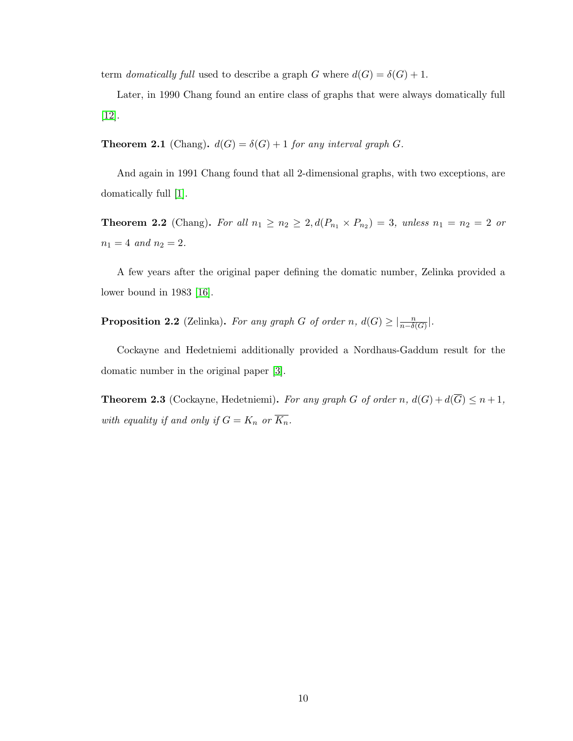term *domatically full* used to describe a graph $G$ where $d(G) = \delta(G) + 1$.

Later, in 1990 Chang found an entire class of graphs that were always domatically full [12].

**Theorem 2.1** (Chang). *$d(G) = \delta(G) + 1$ for any interval graph $G$.*

And again in 1991 Chang found that all 2-dimensional graphs, with two exceptions, are domatically full [1].

**Theorem 2.2** (Chang). *For all $n_1 \geq n_2 \geq 2, d(P_{n_1} \times P_{n_2}) = 3$, unless $n_1 = n_2 = 2$ or $n_1 = 4$ and $n_2 = 2$.*

A few years after the original paper defining the domatic number, Zelinka provided a lower bound in 1983 [16].

**Proposition 2.2** (Zelinka). *For any graph $G$ of order $n$, $d(G) \geq \lfloor \frac{n}{n-\delta(G)} \rfloor$.*

Cockayne and Hedetniemi additionally provided a Nordhaus-Gaddum result for the domatic number in the original paper [3].

**Theorem 2.3** (Cockayne, Hedetniemi). *For any graph $G$ of order $n$, $d(G) + d(\overline{G}) \leq n + 1$, with equality if and only if $G = K_n$ or $\overline{K_n}$.*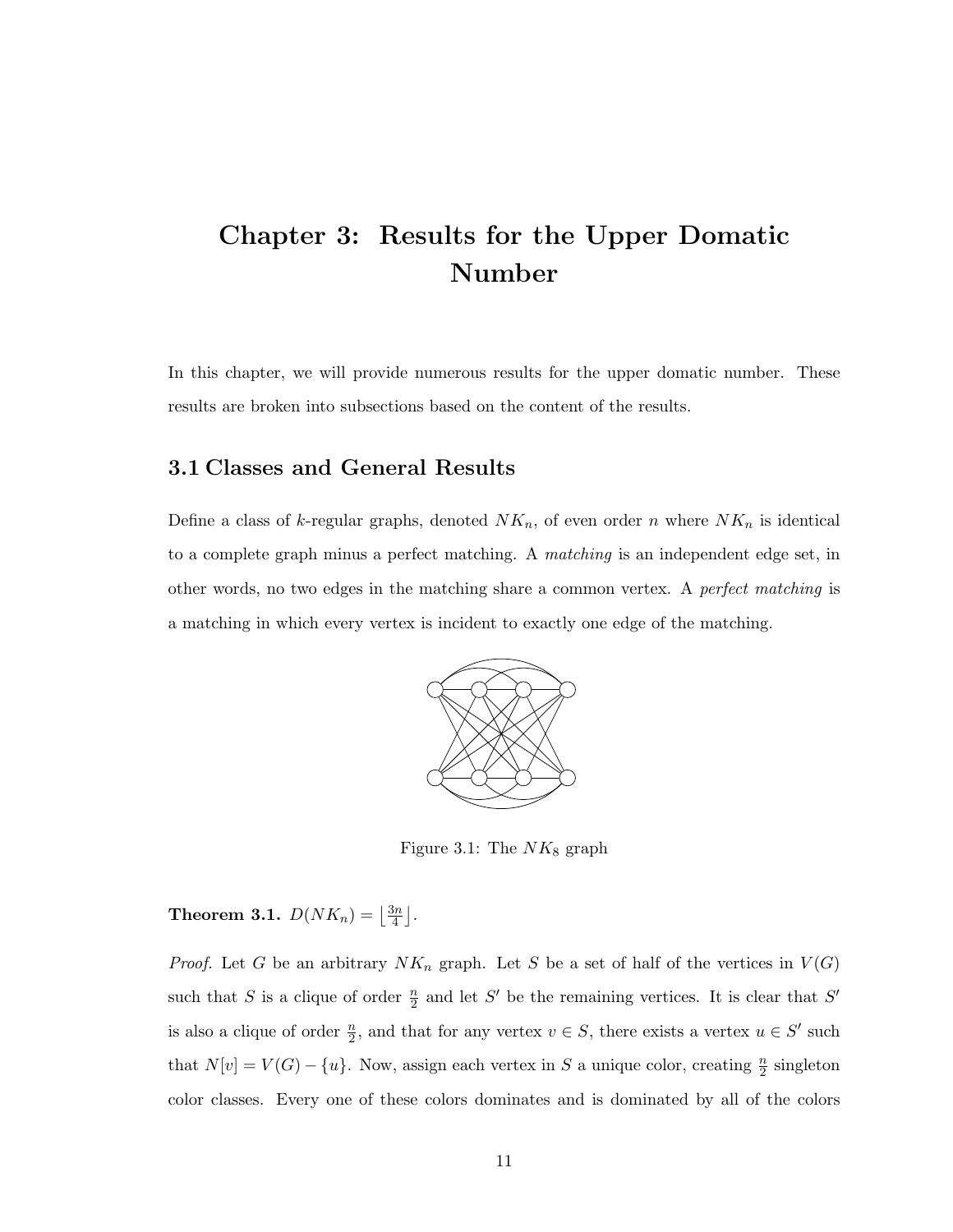# Chapter 3: Results for the Upper Domatic Number

In this chapter, we will provide numerous results for the upper domatic number. These results are broken into subsections based on the content of the results.

## 3.1 Classes and General Results

Define a class of $k$-regular graphs, denoted $NK_n$, of even order $n$ where $NK_n$ is identical to a complete graph minus a perfect matching. A *matching* is an independent edge set, in other words, no two edges in the matching share a common vertex. A *perfect matching* is a matching in which every vertex is incident to exactly one edge of the matching.

Figure 3.1: The $NK_8$ graph

**Theorem 3.1.** $D(NK_n) = \left\lfloor \frac{3n}{4} \right\rfloor$.

*Proof.* Let $G$ be an arbitrary $NK_n$ graph. Let $S$ be a set of half of the vertices in $V(G)$ such that $S$ is a clique of order $\frac{n}{2}$ and let $S'$ be the remaining vertices. It is clear that $S'$ is also a clique of order $\frac{n}{2}$, and that for any vertex $v \in S$, there exists a vertex $u \in S'$ such that $N[v] = V(G) - \{u\}$. Now, assign each vertex in $S$ a unique color, creating $\frac{n}{2}$ singleton color classes. Every one of these colors dominates and is dominated by all of the colors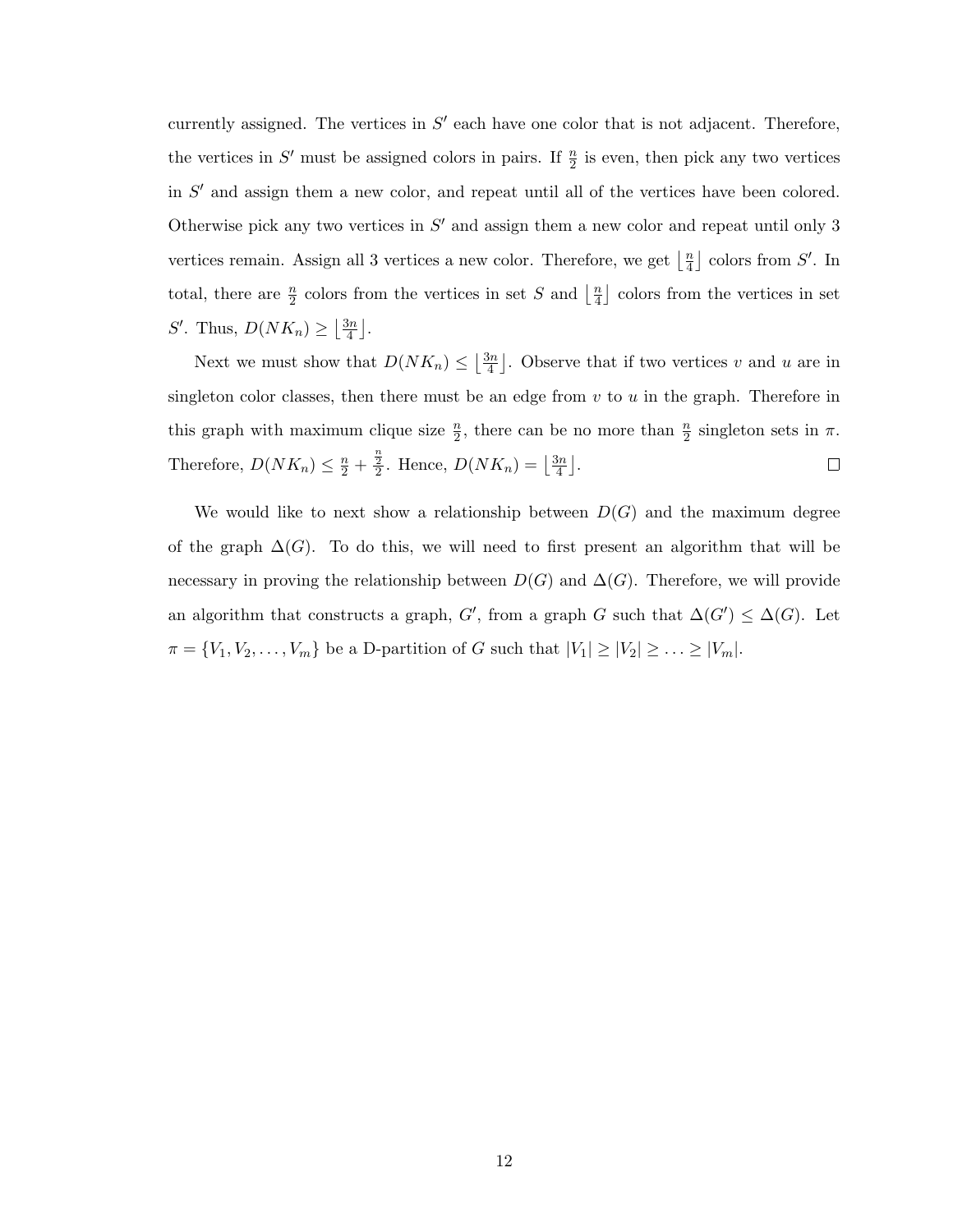currently assigned. The vertices in $S'$ each have one color that is not adjacent. Therefore, the vertices in $S'$ must be assigned colors in pairs. If $\frac{n}{2}$ is even, then pick any two vertices in $S'$ and assign them a new color, and repeat until all of the vertices have been colored. Otherwise pick any two vertices in $S'$ and assign them a new color and repeat until only 3 vertices remain. Assign all 3 vertices a new color. Therefore, we get $\lfloor \frac{n}{4} \rfloor$ colors from $S'$. In total, there are $\frac{n}{2}$ colors from the vertices in set $S$ and $\lfloor \frac{n}{4} \rfloor$ colors from the vertices in set $S'$. Thus, $D(NK_n) \geq \lfloor \frac{3n}{4} \rfloor$.

Next we must show that $D(NK_n) \leq \lfloor \frac{3n}{4} \rfloor$. Observe that if two vertices $v$ and $u$ are in singleton color classes, then there must be an edge from $v$ to $u$ in the graph. Therefore in this graph with maximum clique size $\frac{n}{2}$, there can be no more than $\frac{n}{2}$ singleton sets in $\pi$. Therefore, $D(NK_n) \leq \frac{n}{2} + \frac{\frac{n}{2}}{2}$. Hence, $D(NK_n) = \lfloor \frac{3n}{4} \rfloor$. □

We would like to next show a relationship between $D(G)$ and the maximum degree of the graph $\Delta(G)$. To do this, we will need to first present an algorithm that will be necessary in proving the relationship between $D(G)$ and $\Delta(G)$. Therefore, we will provide an algorithm that constructs a graph, $G'$, from a graph $G$ such that $\Delta(G') \leq \Delta(G)$. Let $\pi = \{V_1, V_2, \ldots, V_m\}$ be a D-partition of $G$ such that $|V_1| \geq |V_2| \geq \ldots \geq |V_m|$.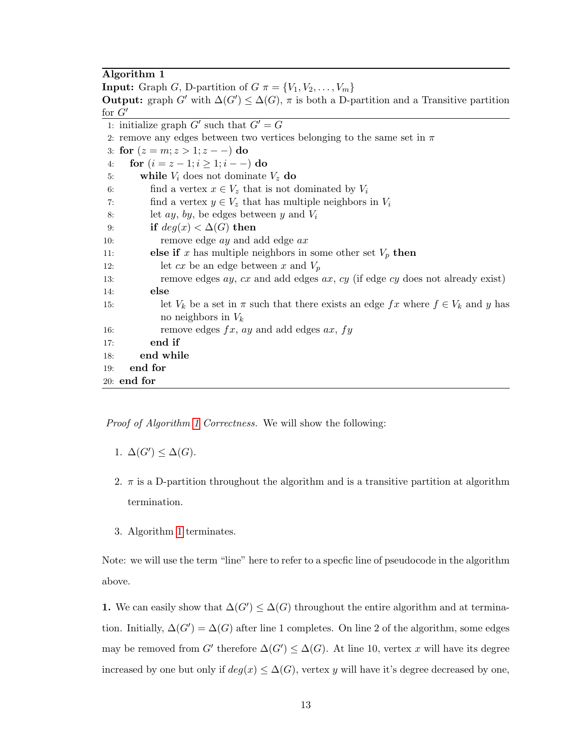**Algorithm 1**

**Input:** Graph $G$, D-partition of $G$ $\pi = \{V_1, V_2, \ldots, V_m\}$

**Output:** graph $G'$ with $\Delta(G') \leq \Delta(G)$, $\pi$ is both a D-partition and a Transitive partition for $G'$

```
1:  initialize graph G' such that G' = G
2:  remove any edges between two vertices belonging to the same set in π
3:  for (z = m; z > 1; z − −) do
4:    for (i = z − 1; i ≥ 1; i − −) do
5:      while V_i does not dominate V_z do
6:        find a vertex x ∈ V_z that is not dominated by V_i
7:        find a vertex y ∈ V_z that has multiple neighbors in V_i
8:        let ay, by, be edges between y and V_i
9:        if deg(x) < Δ(G) then
10:         remove edge ay and add edge ax
11:       else if x has multiple neighbors in some other set V_p then
12:         let cx be an edge between x and V_p
13:         remove edges ay, cx and add edges ax, cy (if edge cy does not already exist)
14:       else
15:         let V_k be a set in π such that there exists an edge fx where f ∈ V_k and y has
            no neighbors in V_k
16:         remove edges fx, ay and add edges ax, fy
17:       end if
18:     end while
19:   end for
20: end for
```

*Proof of Algorithm 1 Correctness.* We will show the following:

1. $\Delta(G') \leq \Delta(G)$.

2. $\pi$ is a D-partition throughout the algorithm and is a transitive partition at algorithm termination.

3. Algorithm 1 terminates.

Note: we will use the term "line" here to refer to a specfic line of pseudocode in the algorithm above.

**1.** We can easily show that $\Delta(G') \leq \Delta(G)$ throughout the entire algorithm and at termination. Initially, $\Delta(G') = \Delta(G)$ after line 1 completes. On line 2 of the algorithm, some edges may be removed from $G'$ therefore $\Delta(G') \leq \Delta(G)$. At line 10, vertex $x$ will have its degree increased by one but only if $deg(x) \leq \Delta(G)$, vertex $y$ will have it's degree decreased by one,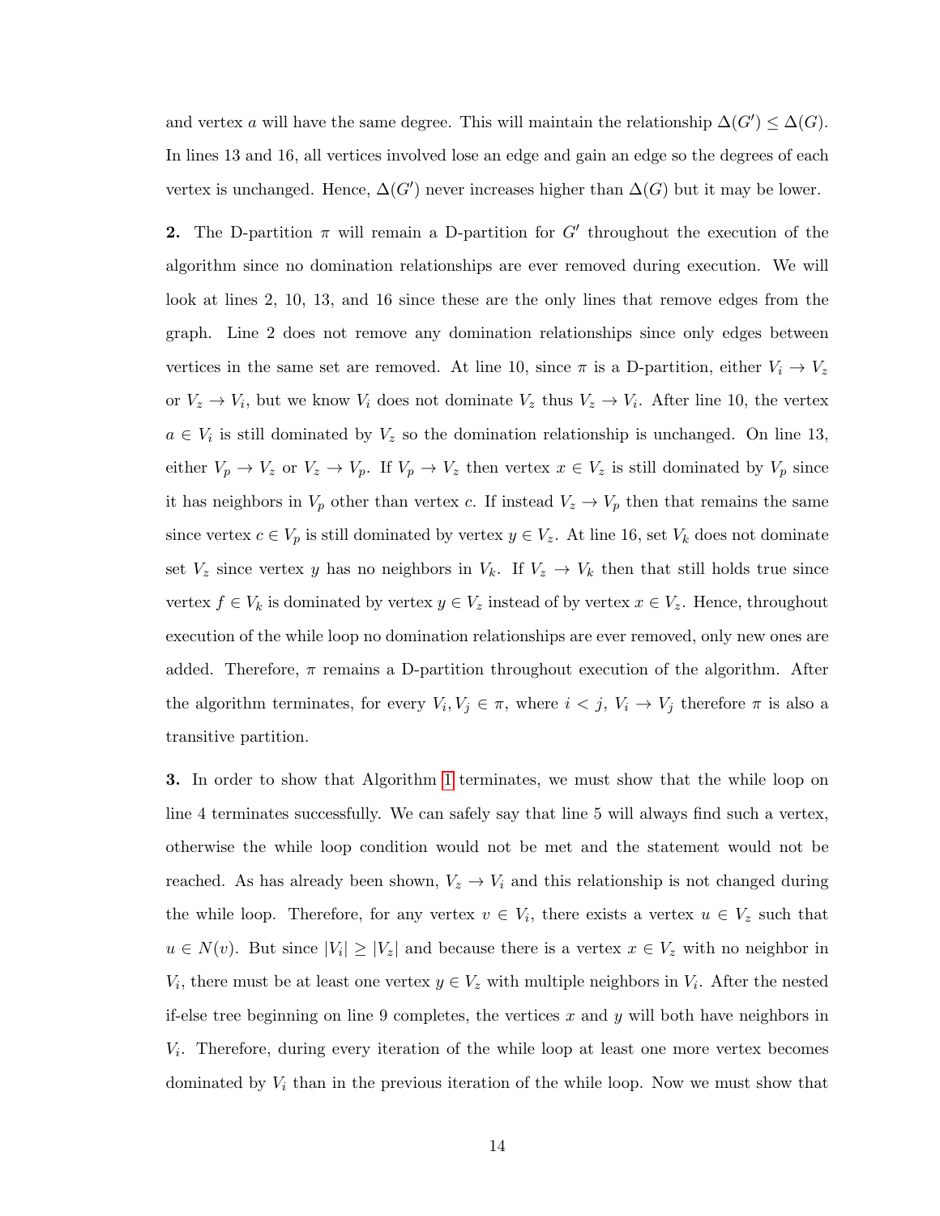and vertex $a$ will have the same degree. This will maintain the relationship $\Delta(G') \leq \Delta(G)$. In lines 13 and 16, all vertices involved lose an edge and gain an edge so the degrees of each vertex is unchanged. Hence, $\Delta(G')$ never increases higher than $\Delta(G)$ but it may be lower.

**2.** The D-partition $\pi$ will remain a D-partition for $G'$ throughout the execution of the algorithm since no domination relationships are ever removed during execution. We will look at lines 2, 10, 13, and 16 since these are the only lines that remove edges from the graph. Line 2 does not remove any domination relationships since only edges between vertices in the same set are removed. At line 10, since $\pi$ is a D-partition, either $V_i \to V_z$ or $V_z \to V_i$, but we know $V_i$ does not dominate $V_z$ thus $V_z \to V_i$. After line 10, the vertex $a \in V_i$ is still dominated by $V_z$ so the domination relationship is unchanged. On line 13, either $V_p \to V_z$ or $V_z \to V_p$. If $V_p \to V_z$ then vertex $x \in V_z$ is still dominated by $V_p$ since it has neighbors in $V_p$ other than vertex $c$. If instead $V_z \to V_p$ then that remains the same since vertex $c \in V_p$ is still dominated by vertex $y \in V_z$. At line 16, set $V_k$ does not dominate set $V_z$ since vertex $y$ has no neighbors in $V_k$. If $V_z \to V_k$ then that still holds true since vertex $f \in V_k$ is dominated by vertex $y \in V_z$ instead of by vertex $x \in V_z$. Hence, throughout execution of the while loop no domination relationships are ever removed, only new ones are added. Therefore, $\pi$ remains a D-partition throughout execution of the algorithm. After the algorithm terminates, for every $V_i, V_j \in \pi$, where $i < j$, $V_i \to V_j$ therefore $\pi$ is also a transitive partition.

**3.** In order to show that Algorithm 1 terminates, we must show that the while loop on line 4 terminates successfully. We can safely say that line 5 will always find such a vertex, otherwise the while loop condition would not be met and the statement would not be reached. As has already been shown, $V_z \to V_i$ and this relationship is not changed during the while loop. Therefore, for any vertex $v \in V_i$, there exists a vertex $u \in V_z$ such that $u \in N(v)$. But since $|V_i| \geq |V_z|$ and because there is a vertex $x \in V_z$ with no neighbor in $V_i$, there must be at least one vertex $y \in V_z$ with multiple neighbors in $V_i$. After the nested if-else tree beginning on line 9 completes, the vertices $x$ and $y$ will both have neighbors in $V_i$. Therefore, during every iteration of the while loop at least one more vertex becomes dominated by $V_i$ than in the previous iteration of the while loop. Now we must show that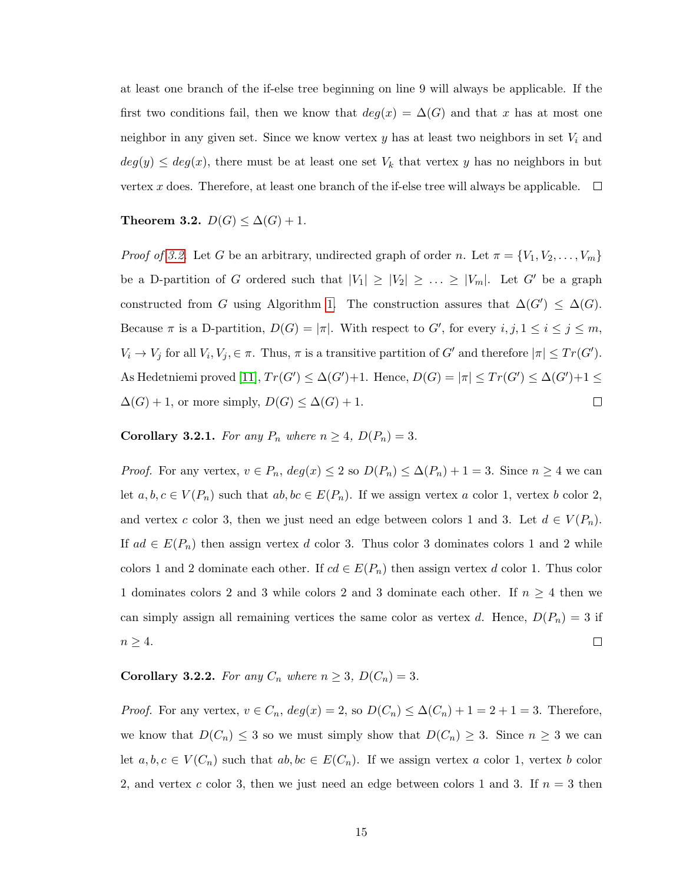at least one branch of the if-else tree beginning on line 9 will always be applicable. If the first two conditions fail, then we know that $deg(x) = \Delta(G)$ and that $x$ has at most one neighbor in any given set. Since we know vertex $y$ has at least two neighbors in set $V_i$ and $deg(y) \leq deg(x)$, there must be at least one set $V_k$ that vertex $y$ has no neighbors in but vertex $x$ does. Therefore, at least one branch of the if-else tree will always be applicable. □

**Theorem 3.2.** $D(G) \leq \Delta(G) + 1$.

*Proof of 3.2.* Let $G$ be an arbitrary, undirected graph of order $n$. Let $\pi = \{V_1, V_2, \ldots, V_m\}$ be a D-partition of $G$ ordered such that $|V_1| \geq |V_2| \geq \ldots \geq |V_m|$. Let $G'$ be a graph constructed from $G$ using Algorithm 1. The construction assures that $\Delta(G') \leq \Delta(G)$. Because $\pi$ is a D-partition, $D(G) = |\pi|$. With respect to $G'$, for every $i, j, 1 \leq i \leq j \leq m$, $V_i \to V_j$ for all $V_i, V_j, \in \pi$. Thus, $\pi$ is a transitive partition of $G'$ and therefore $|\pi| \leq Tr(G')$. As Hedetniemi proved [11], $Tr(G') \leq \Delta(G')+1$. Hence, $D(G) = |\pi| \leq Tr(G') \leq \Delta(G')+1 \leq \Delta(G) + 1$, or more simply, $D(G) \leq \Delta(G) + 1$. □

**Corollary 3.2.1.** *For any $P_n$ where $n \geq 4$, $D(P_n) = 3$.*

*Proof.* For any vertex, $v \in P_n$, $deg(x) \leq 2$ so $D(P_n) \leq \Delta(P_n) + 1 = 3$. Since $n \geq 4$ we can let $a, b, c \in V(P_n)$ such that $ab, bc \in E(P_n)$. If we assign vertex $a$ color 1, vertex $b$ color 2, and vertex $c$ color 3, then we just need an edge between colors 1 and 3. Let $d \in V(P_n)$. If $ad \in E(P_n)$ then assign vertex $d$ color 3. Thus color 3 dominates colors 1 and 2 while colors 1 and 2 dominate each other. If $cd \in E(P_n)$ then assign vertex $d$ color 1. Thus color 1 dominates colors 2 and 3 while colors 2 and 3 dominate each other. If $n \geq 4$ then we can simply assign all remaining vertices the same color as vertex $d$. Hence, $D(P_n) = 3$ if $n \geq 4$. □

**Corollary 3.2.2.** *For any $C_n$ where $n \geq 3$, $D(C_n) = 3$.*

*Proof.* For any vertex, $v \in C_n$, $deg(x) = 2$, so $D(C_n) \leq \Delta(C_n) + 1 = 2 + 1 = 3$. Therefore, we know that $D(C_n) \leq 3$ so we must simply show that $D(C_n) \geq 3$. Since $n \geq 3$ we can let $a, b, c \in V(C_n)$ such that $ab, bc \in E(C_n)$. If we assign vertex $a$ color 1, vertex $b$ color 2, and vertex $c$ color 3, then we just need an edge between colors 1 and 3. If $n = 3$ then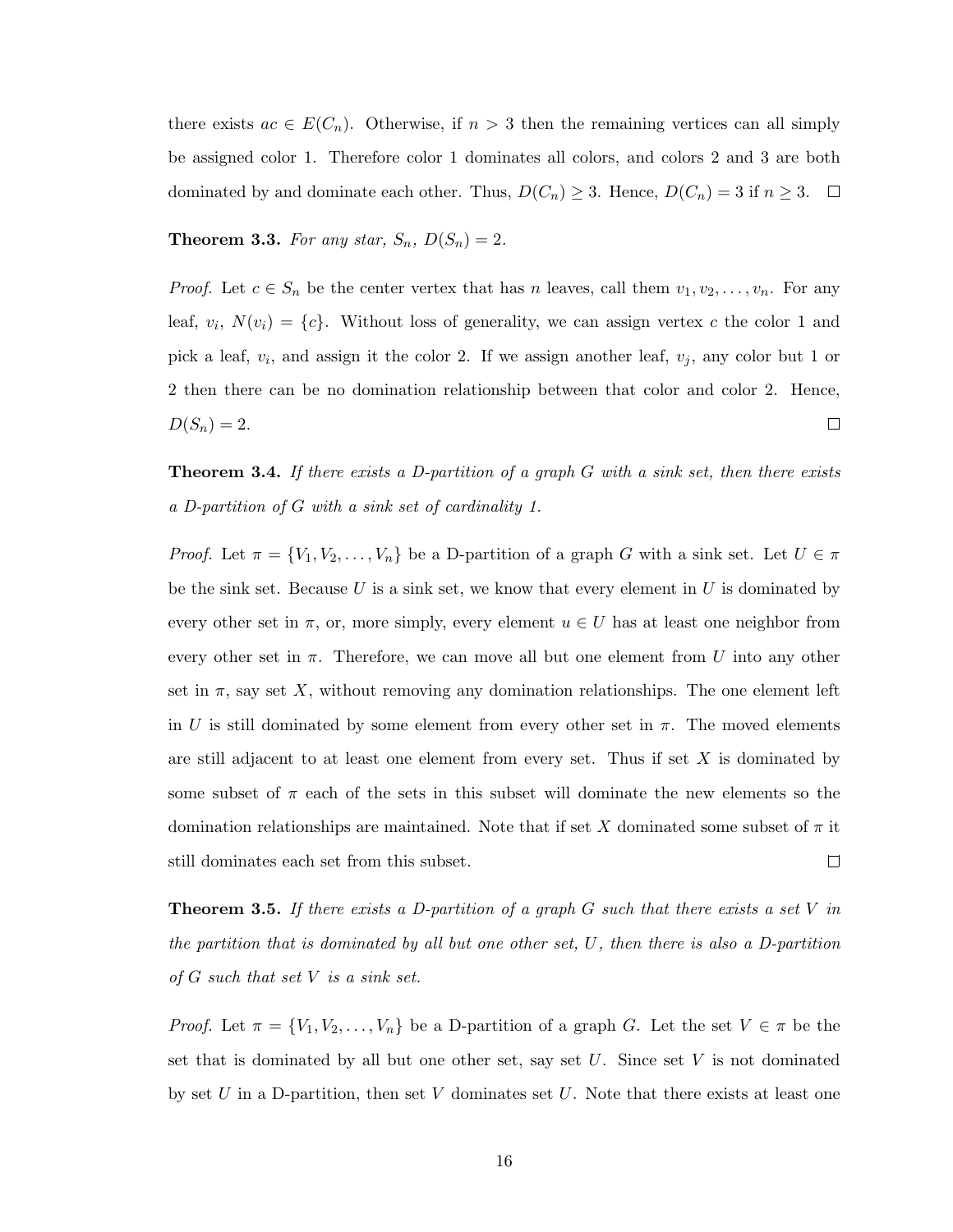there exists $ac \in E(C_n)$. Otherwise, if $n > 3$ then the remaining vertices can all simply be assigned color 1. Therefore color 1 dominates all colors, and colors 2 and 3 are both dominated by and dominate each other. Thus, $D(C_n) \geq 3$. Hence, $D(C_n) = 3$ if $n \geq 3$. □

**Theorem 3.3.** *For any star, $S_n$, $D(S_n) = 2$.*

*Proof.* Let $c \in S_n$ be the center vertex that has $n$ leaves, call them $v_1, v_2, \ldots, v_n$. For any leaf, $v_i$, $N(v_i) = \{c\}$. Without loss of generality, we can assign vertex $c$ the color 1 and pick a leaf, $v_i$, and assign it the color 2. If we assign another leaf, $v_j$, any color but 1 or 2 then there can be no domination relationship between that color and color 2. Hence, $D(S_n) = 2$. □

**Theorem 3.4.** *If there exists a D-partition of a graph $G$ with a sink set, then there exists a D-partition of $G$ with a sink set of cardinality 1.*

*Proof.* Let $\pi = \{V_1, V_2, \ldots, V_n\}$ be a D-partition of a graph $G$ with a sink set. Let $U \in \pi$ be the sink set. Because $U$ is a sink set, we know that every element in $U$ is dominated by every other set in $\pi$, or, more simply, every element $u \in U$ has at least one neighbor from every other set in $\pi$. Therefore, we can move all but one element from $U$ into any other set in $\pi$, say set $X$, without removing any domination relationships. The one element left in $U$ is still dominated by some element from every other set in $\pi$. The moved elements are still adjacent to at least one element from every set. Thus if set $X$ is dominated by some subset of $\pi$ each of the sets in this subset will dominate the new elements so the domination relationships are maintained. Note that if set $X$ dominated some subset of $\pi$ it still dominates each set from this subset. □

**Theorem 3.5.** *If there exists a D-partition of a graph $G$ such that there exists a set $V$ in the partition that is dominated by all but one other set, $U$, then there is also a D-partition of $G$ such that set $V$ is a sink set.*

*Proof.* Let $\pi = \{V_1, V_2, \ldots, V_n\}$ be a D-partition of a graph $G$. Let the set $V \in \pi$ be the set that is dominated by all but one other set, say set $U$. Since set $V$ is not dominated by set $U$ in a D-partition, then set $V$ dominates set $U$. Note that there exists at least one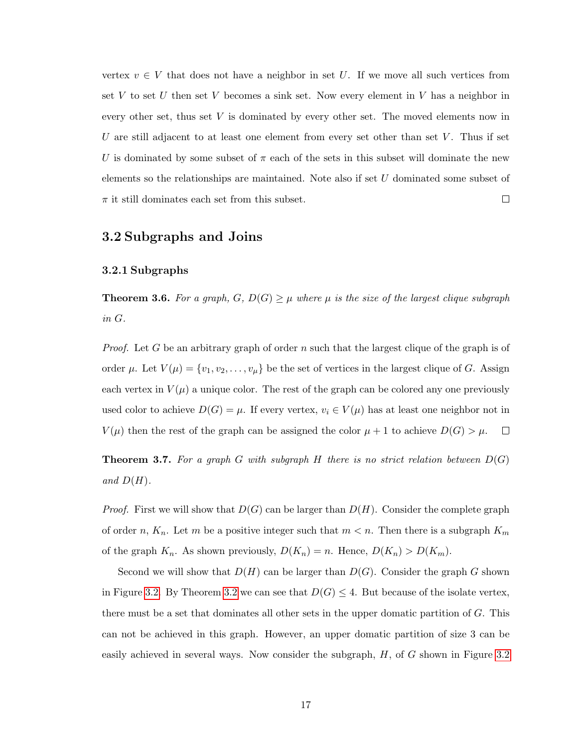vertex $v \in V$ that does not have a neighbor in set $U$. If we move all such vertices from set $V$ to set $U$ then set $V$ becomes a sink set. Now every element in $V$ has a neighbor in every other set, thus set $V$ is dominated by every other set. The moved elements now in $U$ are still adjacent to at least one element from every set other than set $V$. Thus if set $U$ is dominated by some subset of $\pi$ each of the sets in this subset will dominate the new elements so the relationships are maintained. Note also if set $U$ dominated some subset of $\pi$ it still dominates each set from this subset. □

## 3.2 Subgraphs and Joins

### 3.2.1 Subgraphs

**Theorem 3.6.** *For a graph, $G$, $D(G) \geq \mu$ where $\mu$ is the size of the largest clique subgraph in $G$.*

*Proof.* Let $G$ be an arbitrary graph of order $n$ such that the largest clique of the graph is of order $\mu$. Let $V(\mu) = \{v_1, v_2, \ldots, v_\mu\}$ be the set of vertices in the largest clique of $G$. Assign each vertex in $V(\mu)$ a unique color. The rest of the graph can be colored any one previously used color to achieve $D(G) = \mu$. If every vertex, $v_i \in V(\mu)$ has at least one neighbor not in $V(\mu)$ then the rest of the graph can be assigned the color $\mu + 1$ to achieve $D(G) > \mu$. □

**Theorem 3.7.** *For a graph $G$ with subgraph $H$ there is no strict relation between $D(G)$ and $D(H)$.*

*Proof.* First we will show that $D(G)$ can be larger than $D(H)$. Consider the complete graph of order $n$, $K_n$. Let $m$ be a positive integer such that $m < n$. Then there is a subgraph $K_m$ of the graph $K_n$. As shown previously, $D(K_n) = n$. Hence, $D(K_n) > D(K_m)$.

Second we will show that $D(H)$ can be larger than $D(G)$. Consider the graph $G$ shown in Figure 3.2. By Theorem 3.2 we can see that $D(G) \leq 4$. But because of the isolate vertex, there must be a set that dominates all other sets in the upper domatic partition of $G$. This can not be achieved in this graph. However, an upper domatic partition of size 3 can be easily achieved in several ways. Now consider the subgraph, $H$, of $G$ shown in Figure 3.2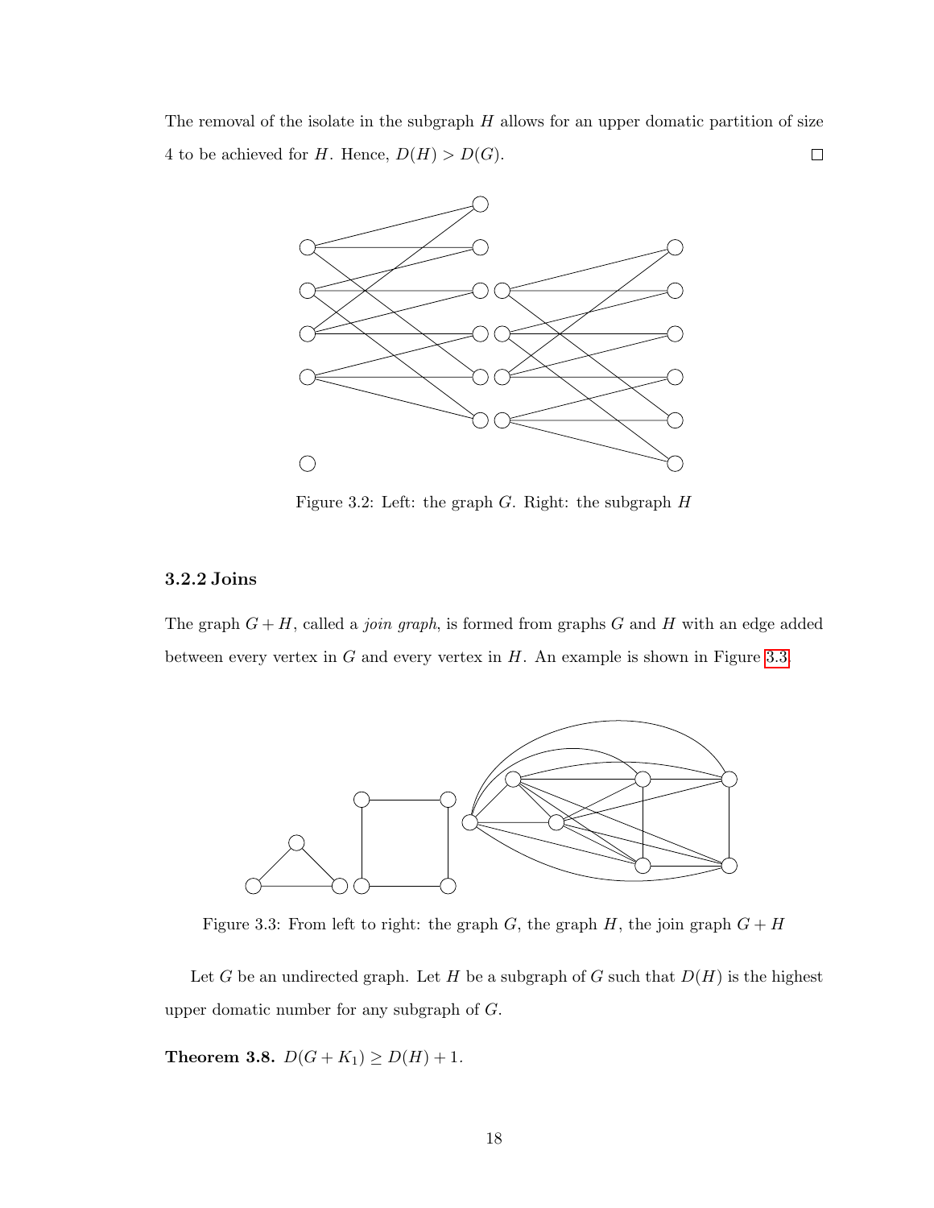The removal of the isolate in the subgraph $H$ allows for an upper domatic partition of size 4 to be achieved for $H$. Hence, $D(H) > D(G)$. □

Figure 3.2: Left: the graph $G$. Right: the subgraph $H$

### 3.2.2 Joins

The graph $G + H$, called a *join graph*, is formed from graphs $G$ and $H$ with an edge added between every vertex in $G$ and every vertex in $H$. An example is shown in Figure 3.3.

Figure 3.3: From left to right: the graph $G$, the graph $H$, the join graph $G + H$

Let $G$ be an undirected graph. Let $H$ be a subgraph of $G$ such that $D(H)$ is the highest upper domatic number for any subgraph of $G$.

**Theorem 3.8.** $D(G + K_1) \geq D(H) + 1$.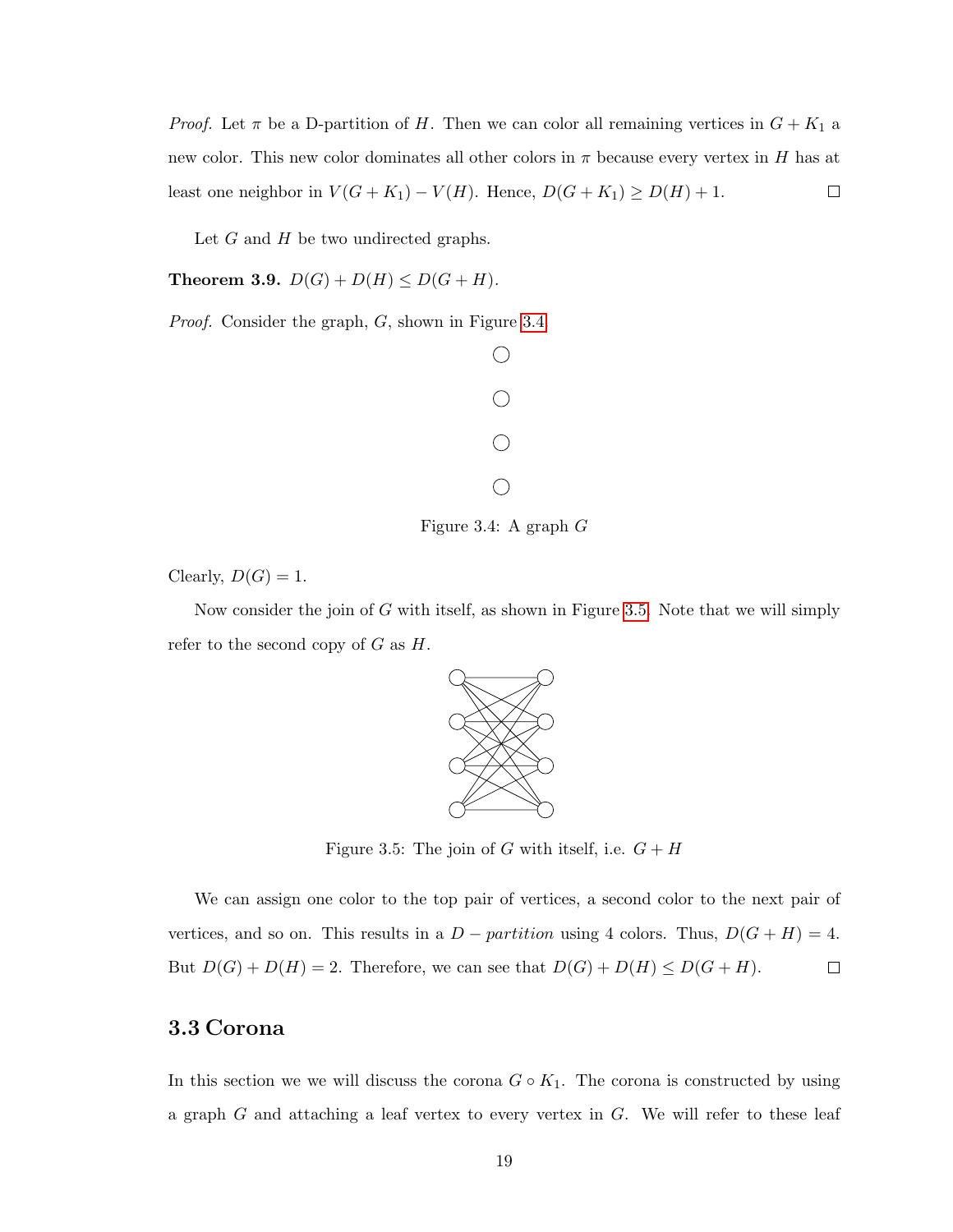*Proof.* Let $\pi$ be a D-partition of $H$. Then we can color all remaining vertices in $G + K_1$ a new color. This new color dominates all other colors in $\pi$ because every vertex in $H$ has at least one neighbor in $V(G + K_1) - V(H)$. Hence, $D(G + K_1) \geq D(H) + 1$. □

Let $G$ and $H$ be two undirected graphs.

**Theorem 3.9.** $D(G) + D(H) \leq D(G + H)$.

*Proof.* Consider the graph, $G$, shown in Figure 3.4.

Figure 3.4: A graph $G$

Clearly, $D(G) = 1$.

Now consider the join of $G$ with itself, as shown in Figure 3.5. Note that we will simply refer to the second copy of $G$ as $H$.

Figure 3.5: The join of $G$ with itself, i.e. $G + H$

We can assign one color to the top pair of vertices, a second color to the next pair of vertices, and so on. This results in a $D-partition$ using 4 colors. Thus, $D(G + H) = 4$. But $D(G) + D(H) = 2$. Therefore, we can see that $D(G) + D(H) \leq D(G + H)$. □

## 3.3 Corona

In this section we we will discuss the corona $G \circ K_1$. The corona is constructed by using a graph $G$ and attaching a leaf vertex to every vertex in $G$. We will refer to these leaf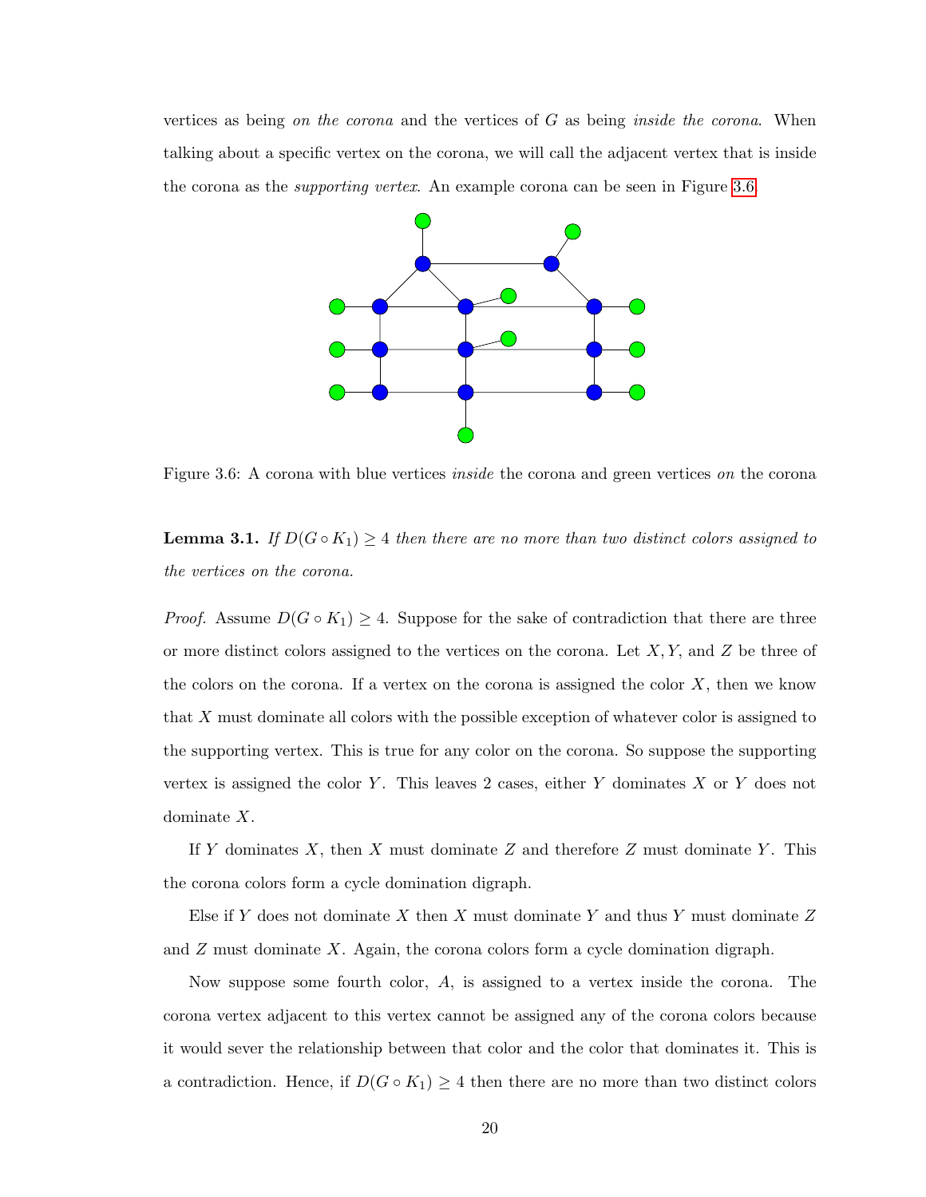vertices as being *on the corona* and the vertices of $G$ as being *inside the corona*. When talking about a specific vertex on the corona, we will call the adjacent vertex that is inside the corona as the *supporting vertex*. An example corona can be seen in Figure 3.6.

Figure 3.6: A corona with blue vertices *inside* the corona and green vertices *on* the corona

**Lemma 3.1.** *If $D(G \circ K_1) \geq 4$ then there are no more than two distinct colors assigned to the vertices on the corona.*

*Proof.* Assume $D(G \circ K_1) \geq 4$. Suppose for the sake of contradiction that there are three or more distinct colors assigned to the vertices on the corona. Let $X, Y$, and $Z$ be three of the colors on the corona. If a vertex on the corona is assigned the color $X$, then we know that $X$ must dominate all colors with the possible exception of whatever color is assigned to the supporting vertex. This is true for any color on the corona. So suppose the supporting vertex is assigned the color $Y$. This leaves 2 cases, either $Y$ dominates $X$ or $Y$ does not dominate $X$.

If $Y$ dominates $X$, then $X$ must dominate $Z$ and therefore $Z$ must dominate $Y$. This the corona colors form a cycle domination digraph.

Else if $Y$ does not dominate $X$ then $X$ must dominate $Y$ and thus $Y$ must dominate $Z$ and $Z$ must dominate $X$. Again, the corona colors form a cycle domination digraph.

Now suppose some fourth color, $A$, is assigned to a vertex inside the corona. The corona vertex adjacent to this vertex cannot be assigned any of the corona colors because it would sever the relationship between that color and the color that dominates it. This is a contradiction. Hence, if $D(G \circ K_1) \geq 4$ then there are no more than two distinct colors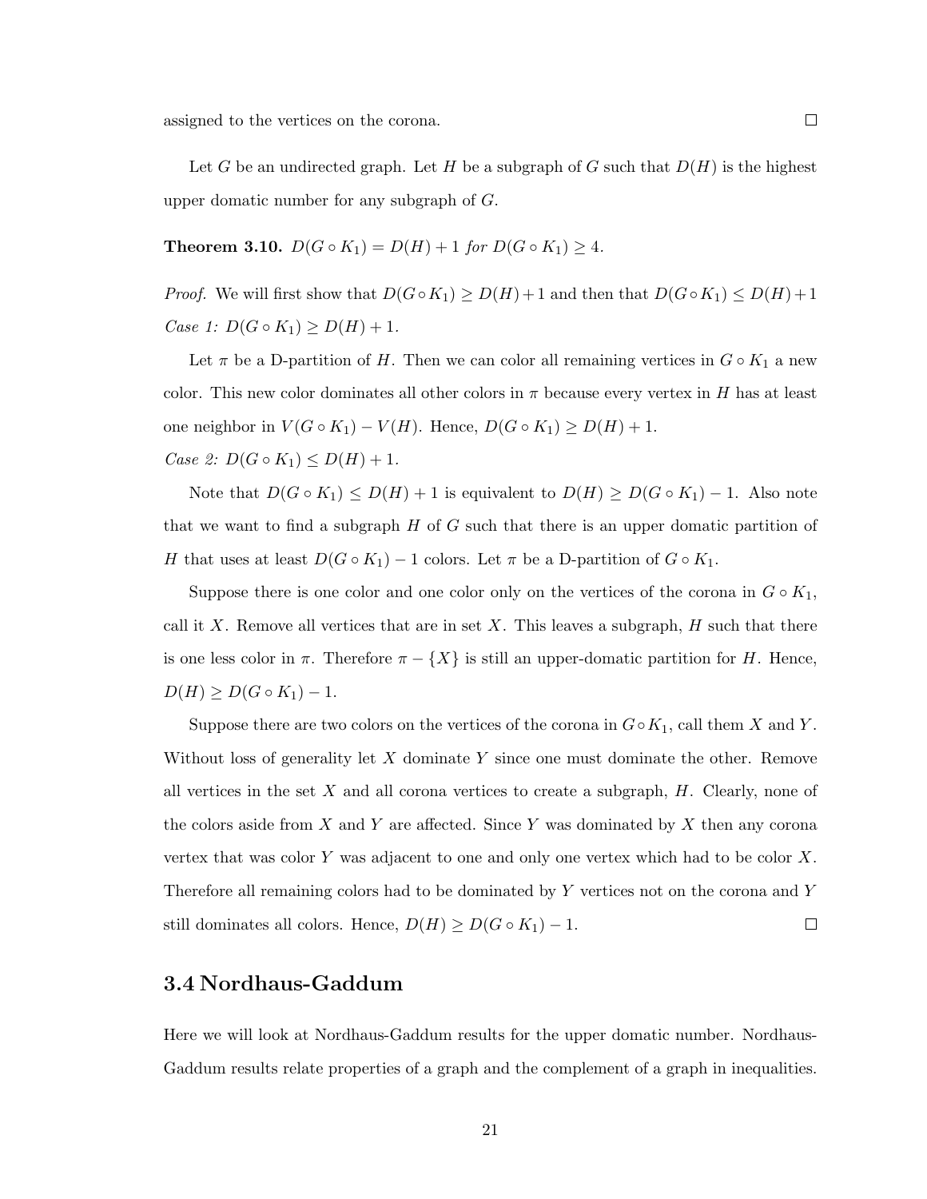assigned to the vertices on the corona. □

Let $G$ be an undirected graph. Let $H$ be a subgraph of $G$ such that $D(H)$ is the highest upper domatic number for any subgraph of $G$.

**Theorem 3.10.** *$D(G \circ K_1) = D(H) + 1$ for $D(G \circ K_1) \geq 4$.*

*Proof.* We will first show that $D(G \circ K_1) \geq D(H) + 1$ and then that $D(G \circ K_1) \leq D(H) + 1$

*Case 1: $D(G \circ K_1) \geq D(H) + 1$.*

Let $\pi$ be a D-partition of $H$. Then we can color all remaining vertices in $G \circ K_1$ a new color. This new color dominates all other colors in $\pi$ because every vertex in $H$ has at least one neighbor in $V(G \circ K_1) - V(H)$. Hence, $D(G \circ K_1) \geq D(H) + 1$.

*Case 2: $D(G \circ K_1) \leq D(H) + 1$.*

Note that $D(G \circ K_1) \leq D(H) + 1$ is equivalent to $D(H) \geq D(G \circ K_1) - 1$. Also note that we want to find a subgraph $H$ of $G$ such that there is an upper domatic partition of $H$ that uses at least $D(G \circ K_1) - 1$ colors. Let $\pi$ be a D-partition of $G \circ K_1$.

Suppose there is one color and one color only on the vertices of the corona in $G \circ K_1$, call it $X$. Remove all vertices that are in set $X$. This leaves a subgraph, $H$ such that there is one less color in $\pi$. Therefore $\pi - \{X\}$ is still an upper-domatic partition for $H$. Hence, $D(H) \geq D(G \circ K_1) - 1$.

Suppose there are two colors on the vertices of the corona in $G \circ K_1$, call them $X$ and $Y$. Without loss of generality let $X$ dominate $Y$ since one must dominate the other. Remove all vertices in the set $X$ and all corona vertices to create a subgraph, $H$. Clearly, none of the colors aside from $X$ and $Y$ are affected. Since $Y$ was dominated by $X$ then any corona vertex that was color $Y$ was adjacent to one and only one vertex which had to be color $X$. Therefore all remaining colors had to be dominated by $Y$ vertices not on the corona and $Y$ still dominates all colors. Hence, $D(H) \geq D(G \circ K_1) - 1$. □

## 3.4 Nordhaus-Gaddum

Here we will look at Nordhaus-Gaddum results for the upper domatic number. Nordhaus-Gaddum results relate properties of a graph and the complement of a graph in inequalities.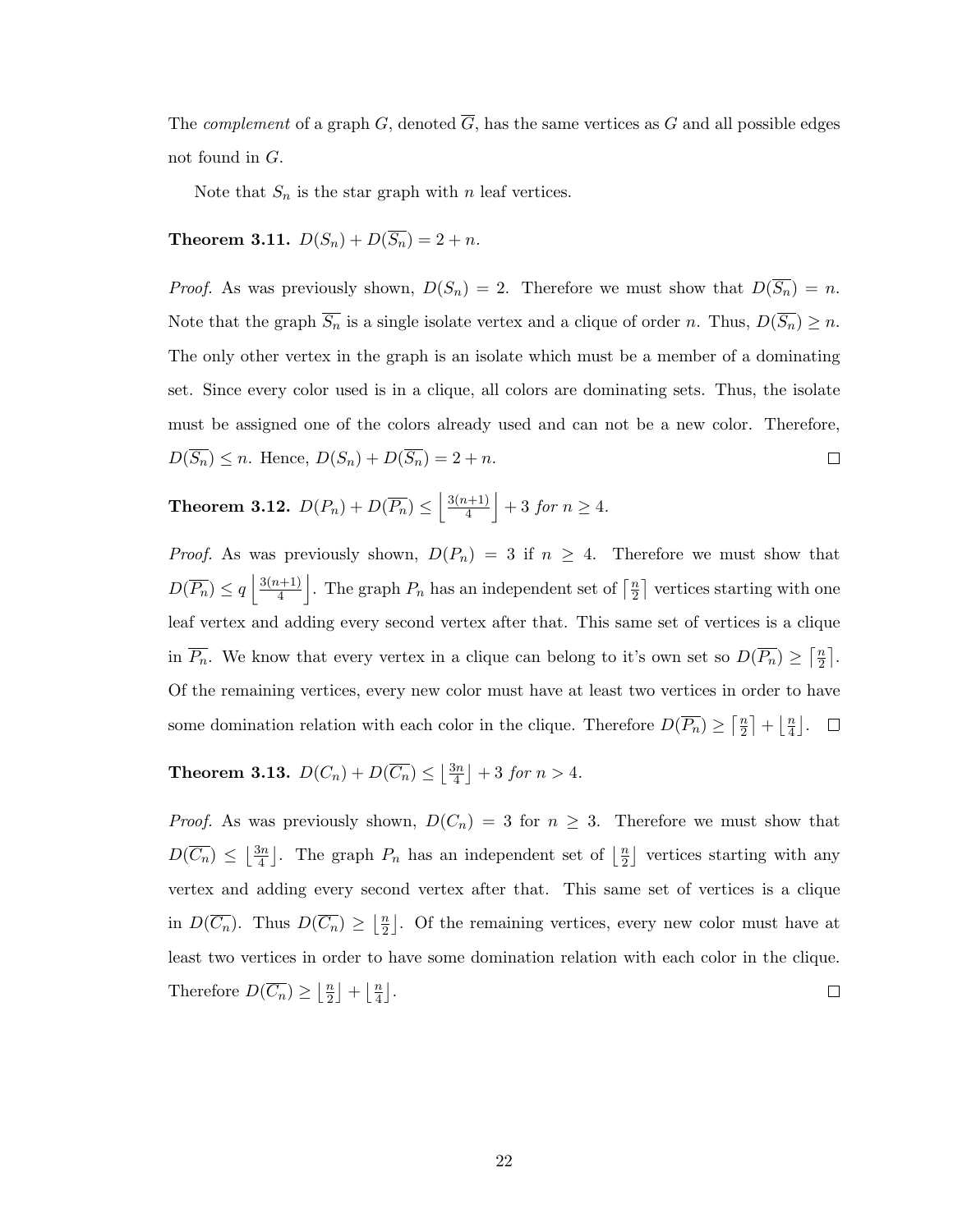The *complement* of a graph $G$, denoted $\overline{G}$, has the same vertices as $G$ and all possible edges not found in $G$.

Note that $S_n$ is the star graph with $n$ leaf vertices.

**Theorem 3.11.** *$D(S_n) + D(\overline{S_n}) = 2 + n$.*

*Proof.* As was previously shown, $D(S_n) = 2$. Therefore we must show that $D(\overline{S_n}) = n$. Note that the graph $\overline{S_n}$ is a single isolate vertex and a clique of order $n$. Thus, $D(\overline{S_n}) \geq n$. The only other vertex in the graph is an isolate which must be a member of a dominating set. Since every color used is in a clique, all colors are dominating sets. Thus, the isolate must be assigned one of the colors already used and can not be a new color. Therefore, $D(\overline{S_n}) \leq n$. Hence, $D(S_n) + D(\overline{S_n}) = 2 + n$. □

**Theorem 3.12.** *$D(P_n) + D(\overline{P_n}) \leq \left\lfloor \frac{3(n+1)}{4} \right\rfloor + 3$ for $n \geq 4$.*

*Proof.* As was previously shown, $D(P_n) = 3$ if $n \geq 4$. Therefore we must show that $D(\overline{P_n}) \leq q \left\lfloor \frac{3(n+1)}{4} \right\rfloor$. The graph $P_n$ has an independent set of $\left\lceil \frac{n}{2} \right\rceil$ vertices starting with one leaf vertex and adding every second vertex after that. This same set of vertices is a clique in $\overline{P_n}$. We know that every vertex in a clique can belong to it's own set so $D(\overline{P_n}) \geq \left\lceil \frac{n}{2} \right\rceil$. Of the remaining vertices, every new color must have at least two vertices in order to have some domination relation with each color in the clique. Therefore $D(\overline{P_n}) \geq \left\lceil \frac{n}{2} \right\rceil + \left\lfloor \frac{n}{4} \right\rfloor$. □

**Theorem 3.13.** *$D(C_n) + D(\overline{C_n}) \leq \left\lfloor \frac{3n}{4} \right\rfloor + 3$ for $n > 4$.*

*Proof.* As was previously shown, $D(C_n) = 3$ for $n \geq 3$. Therefore we must show that $D(\overline{C_n}) \leq \left\lfloor \frac{3n}{4} \right\rfloor$. The graph $P_n$ has an independent set of $\left\lfloor \frac{n}{2} \right\rfloor$ vertices starting with any vertex and adding every second vertex after that. This same set of vertices is a clique in $D(\overline{C_n})$. Thus $D(\overline{C_n}) \geq \left\lfloor \frac{n}{2} \right\rfloor$. Of the remaining vertices, every new color must have at least two vertices in order to have some domination relation with each color in the clique. Therefore $D(\overline{C_n}) \geq \left\lfloor \frac{n}{2} \right\rfloor + \left\lfloor \frac{n}{4} \right\rfloor$. □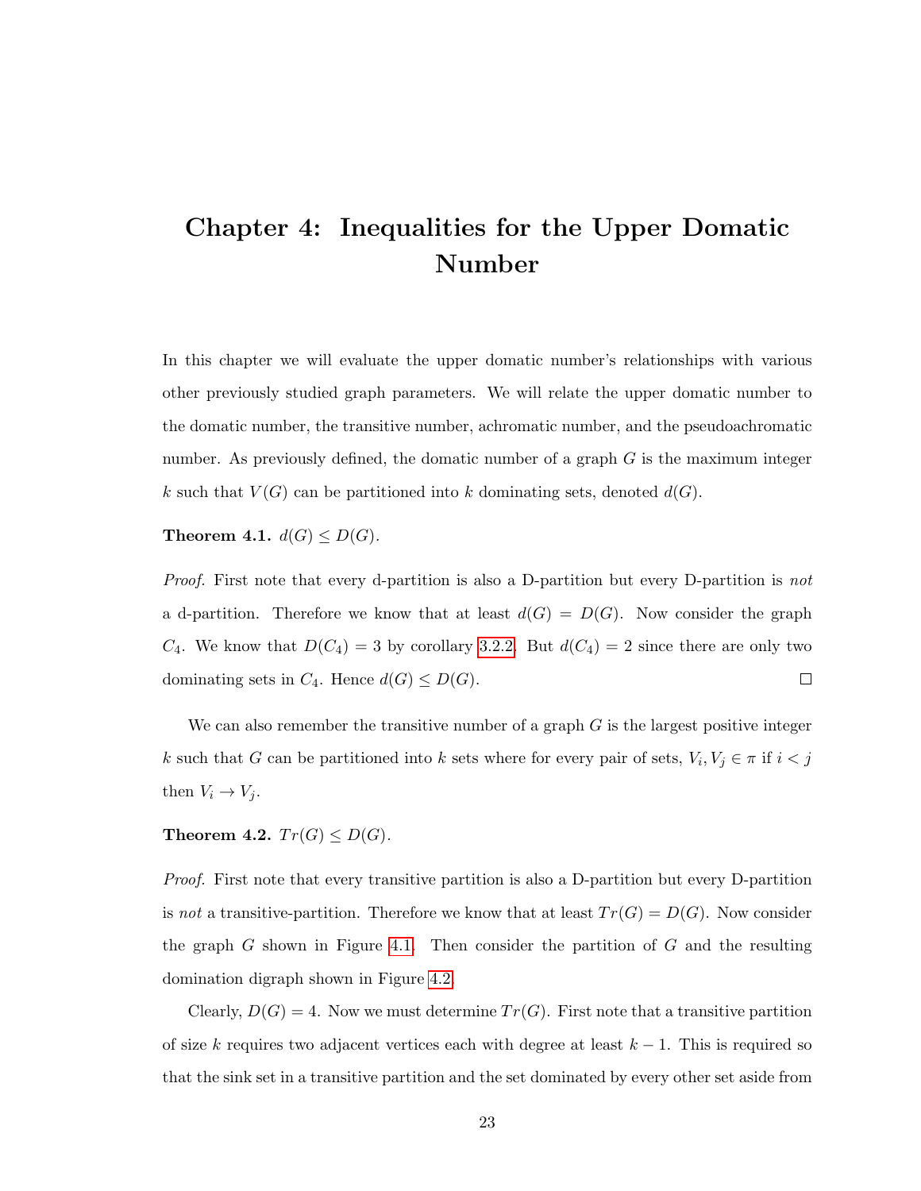# Chapter 4: Inequalities for the Upper Domatic Number

In this chapter we will evaluate the upper domatic number's relationships with various other previously studied graph parameters. We will relate the upper domatic number to the domatic number, the transitive number, achromatic number, and the pseudoachromatic number. As previously defined, the domatic number of a graph $G$ is the maximum integer $k$ such that $V(G)$ can be partitioned into $k$ dominating sets, denoted $d(G)$.

**Theorem 4.1.** $d(G) \leq D(G)$.

*Proof.* First note that every d-partition is also a D-partition but every D-partition is *not* a d-partition. Therefore we know that at least $d(G) = D(G)$. Now consider the graph $C_4$. We know that $D(C_4) = 3$ by corollary 3.2.2. But $d(C_4) = 2$ since there are only two dominating sets in $C_4$. Hence $d(G) \leq D(G)$. □

We can also remember the transitive number of a graph $G$ is the largest positive integer $k$ such that $G$ can be partitioned into $k$ sets where for every pair of sets, $V_i, V_j \in \pi$ if $i < j$ then $V_i \to V_j$.

**Theorem 4.2.** $Tr(G) \leq D(G)$.

*Proof.* First note that every transitive partition is also a D-partition but every D-partition is *not* a transitive-partition. Therefore we know that at least $Tr(G) = D(G)$. Now consider the graph $G$ shown in Figure 4.1. Then consider the partition of $G$ and the resulting domination digraph shown in Figure 4.2.

Clearly, $D(G) = 4$. Now we must determine $Tr(G)$. First note that a transitive partition of size $k$ requires two adjacent vertices each with degree at least $k - 1$. This is required so that the sink set in a transitive partition and the set dominated by every other set aside from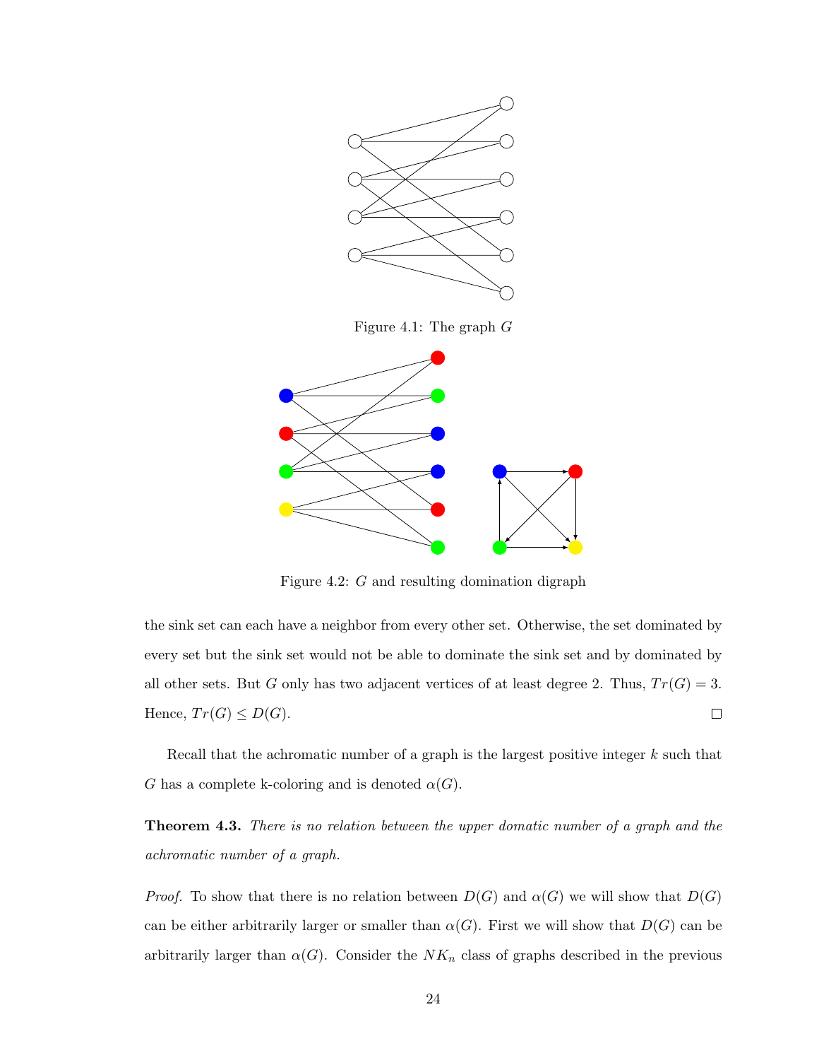Figure 4.1: The graph $G$

Figure 4.2: $G$ and resulting domination digraph

the sink set can each have a neighbor from every other set. Otherwise, the set dominated by every set but the sink set would not be able to dominate the sink set and by dominated by all other sets. But $G$ only has two adjacent vertices of at least degree 2. Thus, $Tr(G) = 3$. Hence, $Tr(G) \leq D(G)$. □

Recall that the achromatic number of a graph is the largest positive integer $k$ such that $G$ has a complete k-coloring and is denoted $\alpha(G)$.

**Theorem 4.3.** *There is no relation between the upper domatic number of a graph and the achromatic number of a graph.*

*Proof.* To show that there is no relation between $D(G)$ and $\alpha(G)$ we will show that $D(G)$ can be either arbitrarily larger or smaller than $\alpha(G)$. First we will show that $D(G)$ can be arbitrarily larger than $\alpha(G)$. Consider the $NK_n$ class of graphs described in the previous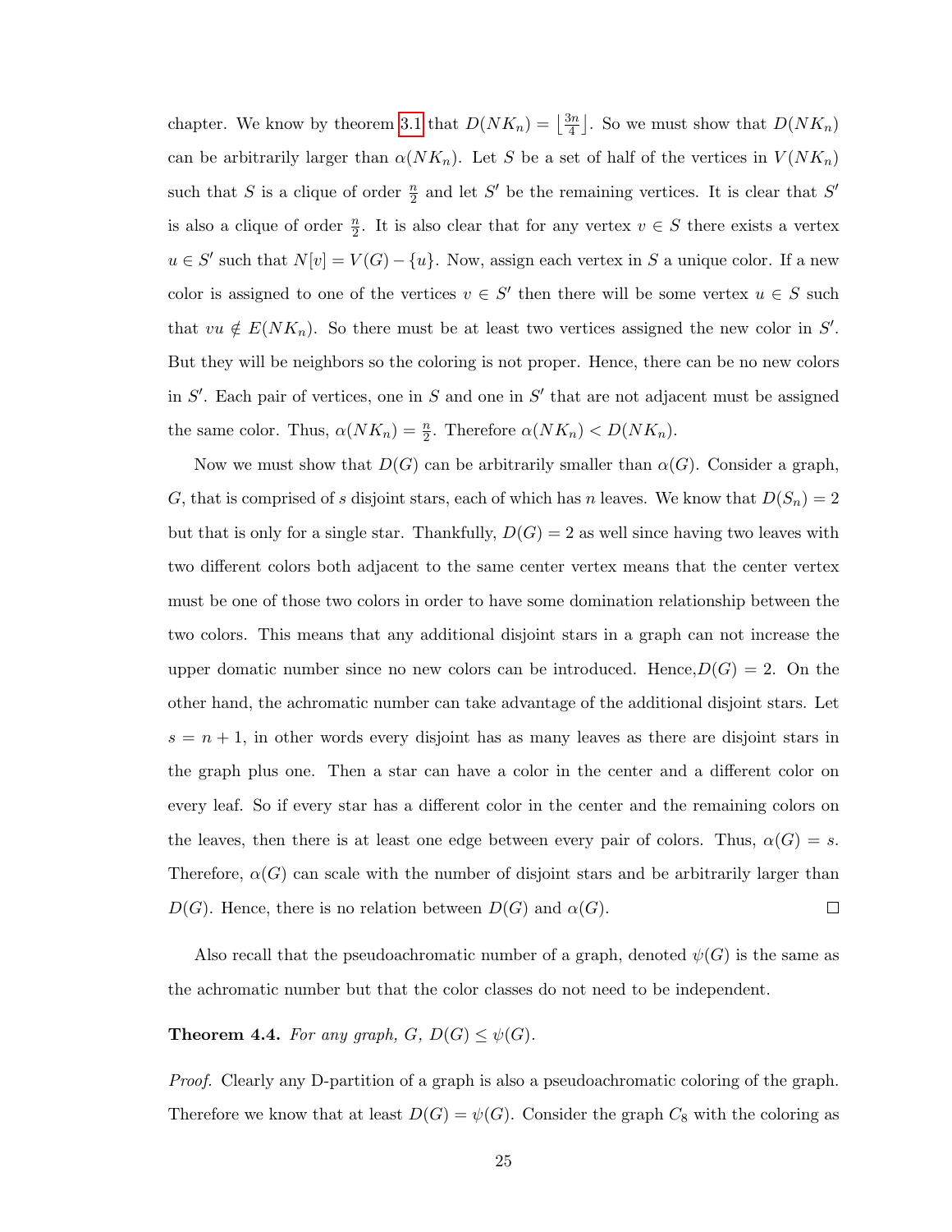chapter. We know by theorem 3.1 that $D(NK_n) = \lfloor \frac{3n}{4} \rfloor$. So we must show that $D(NK_n)$ can be arbitrarily larger than $\alpha(NK_n)$. Let $S$ be a set of half of the vertices in $V(NK_n)$ such that $S$ is a clique of order $\frac{n}{2}$ and let $S'$ be the remaining vertices. It is clear that $S'$ is also a clique of order $\frac{n}{2}$. It is also clear that for any vertex $v \in S$ there exists a vertex $u \in S'$ such that $N[v] = V(G) - \{u\}$. Now, assign each vertex in $S$ a unique color. If a new color is assigned to one of the vertices $v \in S'$ then there will be some vertex $u \in S$ such that $vu \notin E(NK_n)$. So there must be at least two vertices assigned the new color in $S'$. But they will be neighbors so the coloring is not proper. Hence, there can be no new colors in $S'$. Each pair of vertices, one in $S$ and one in $S'$ that are not adjacent must be assigned the same color. Thus, $\alpha(NK_n) = \frac{n}{2}$. Therefore $\alpha(NK_n) < D(NK_n)$.

Now we must show that $D(G)$ can be arbitrarily smaller than $\alpha(G)$. Consider a graph, $G$, that is comprised of $s$ disjoint stars, each of which has $n$ leaves. We know that $D(S_n) = 2$ but that is only for a single star. Thankfully, $D(G) = 2$ as well since having two leaves with two different colors both adjacent to the same center vertex means that the center vertex must be one of those two colors in order to have some domination relationship between the two colors. This means that any additional disjoint stars in a graph can not increase the upper domatic number since no new colors can be introduced. Hence,$D(G) = 2$. On the other hand, the achromatic number can take advantage of the additional disjoint stars. Let $s = n + 1$, in other words every disjoint has as many leaves as there are disjoint stars in the graph plus one. Then a star can have a color in the center and a different color on every leaf. So if every star has a different color in the center and the remaining colors on the leaves, then there is at least one edge between every pair of colors. Thus, $\alpha(G) = s$. Therefore, $\alpha(G)$ can scale with the number of disjoint stars and be arbitrarily larger than $D(G)$. Hence, there is no relation between $D(G)$ and $\alpha(G)$. ☐

Also recall that the pseudoachromatic number of a graph, denoted $\psi(G)$ is the same as the achromatic number but that the color classes do not need to be independent.

**Theorem 4.4.** *For any graph, $G$, $D(G) \leq \psi(G)$.*

*Proof.* Clearly any D-partition of a graph is also a pseudoachromatic coloring of the graph. Therefore we know that at least $D(G) = \psi(G)$. Consider the graph $C_8$ with the coloring as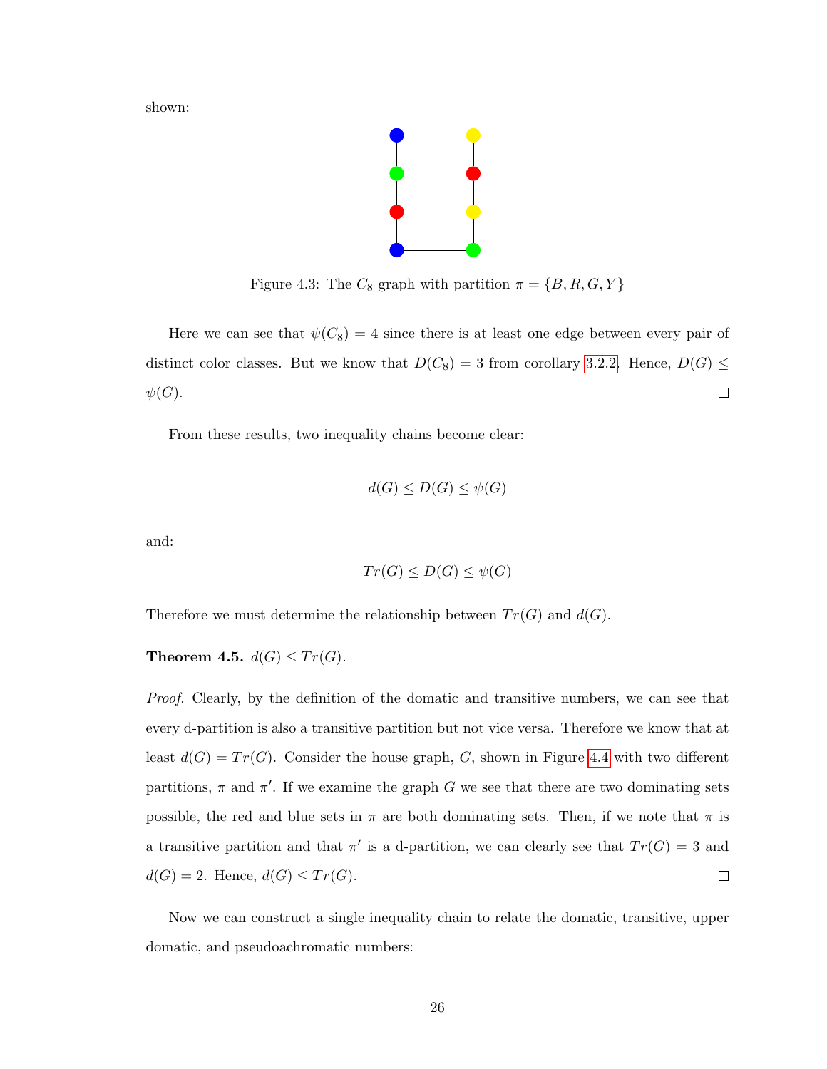shown:

Figure 4.3: The $C_8$ graph with partition $\pi = \{B, R, G, Y\}$

Here we can see that $\psi(C_8) = 4$ since there is at least one edge between every pair of distinct color classes. But we know that $D(C_8) = 3$ from corollary 3.2.2. Hence, $D(G) \leq \psi(G)$. □

From these results, two inequality chains become clear:

$$d(G) \leq D(G) \leq \psi(G)$$

and:

$$Tr(G) \leq D(G) \leq \psi(G)$$

Therefore we must determine the relationship between $Tr(G)$ and $d(G)$.

**Theorem 4.5.** $d(G) \leq Tr(G)$.

*Proof.* Clearly, by the definition of the domatic and transitive numbers, we can see that every d-partition is also a transitive partition but not vice versa. Therefore we know that at least $d(G) = Tr(G)$. Consider the house graph, $G$, shown in Figure 4.4 with two different partitions, $\pi$ and $\pi'$. If we examine the graph $G$ we see that there are two dominating sets possible, the red and blue sets in $\pi$ are both dominating sets. Then, if we note that $\pi$ is a transitive partition and that $\pi'$ is a d-partition, we can clearly see that $Tr(G) = 3$ and $d(G) = 2$. Hence, $d(G) \leq Tr(G)$. □

Now we can construct a single inequality chain to relate the domatic, transitive, upper domatic, and pseudoachromatic numbers: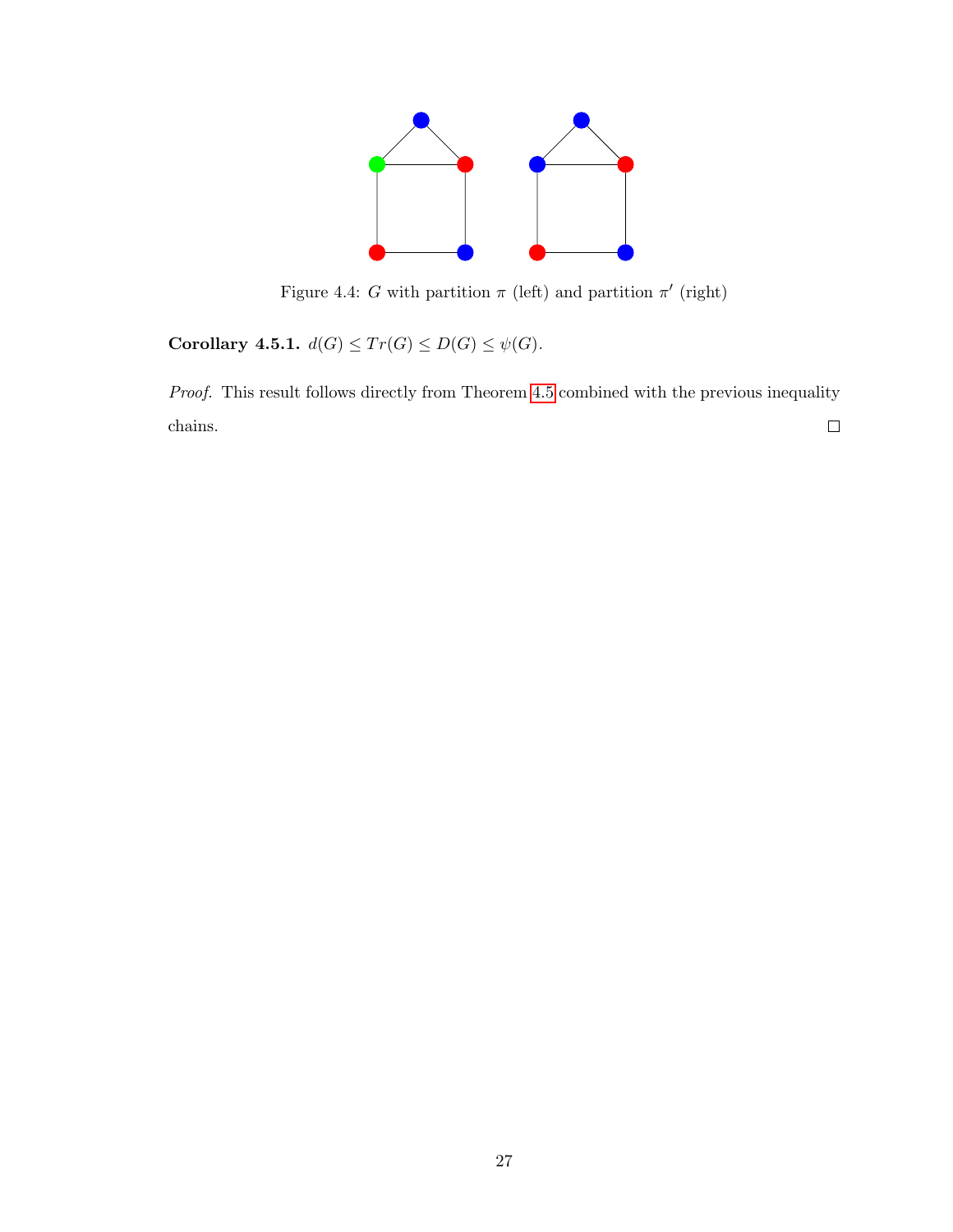Figure 4.4: $G$ with partition $\pi$ (left) and partition $\pi'$ (right)

**Corollary 4.5.1.** $d(G) \leq Tr(G) \leq D(G) \leq \psi(G)$.

*Proof.* This result follows directly from Theorem 4.5 combined with the previous inequality chains. □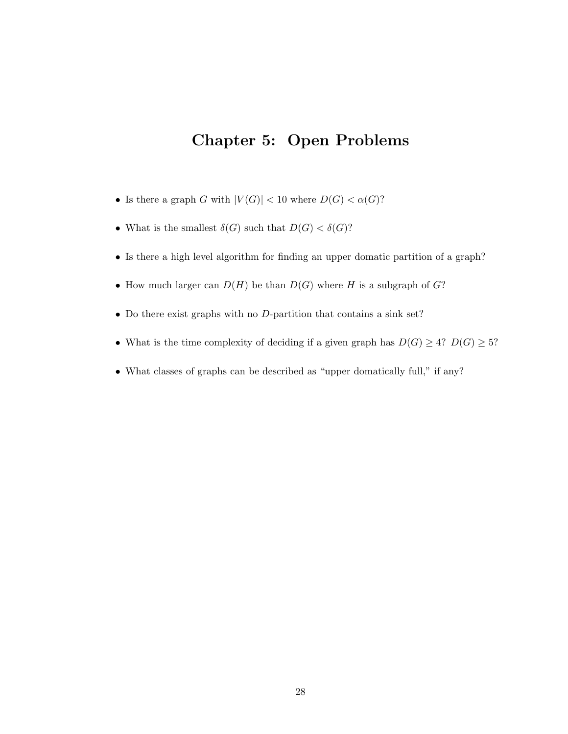# Chapter 5: Open Problems

- Is there a graph $G$ with $|V(G)| < 10$ where $D(G) < \alpha(G)$?
- What is the smallest $\delta(G)$ such that $D(G) < \delta(G)$?
- Is there a high level algorithm for finding an upper domatic partition of a graph?
- How much larger can $D(H)$ be than $D(G)$ where $H$ is a subgraph of $G$?
- Do there exist graphs with no $D$-partition that contains a sink set?
- What is the time complexity of deciding if a given graph has $D(G) \geq 4$? $D(G) \geq 5$?
- What classes of graphs can be described as "upper domatically full," if any?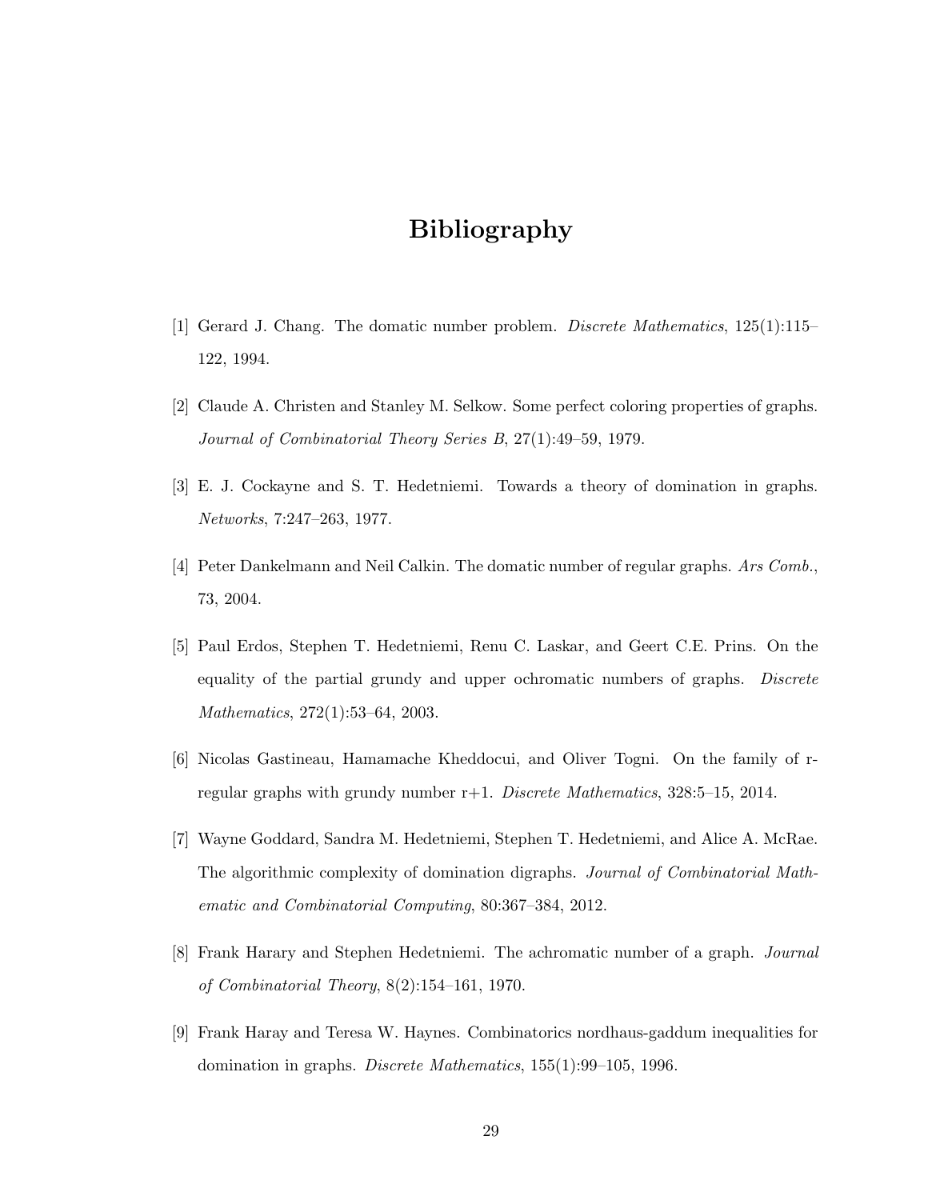# Bibliography

[1] Gerard J. Chang. The domatic number problem. *Discrete Mathematics*, 125(1):115–122, 1994.

[2] Claude A. Christen and Stanley M. Selkow. Some perfect coloring properties of graphs. *Journal of Combinatorial Theory Series B*, 27(1):49–59, 1979.

[3] E. J. Cockayne and S. T. Hedetniemi. Towards a theory of domination in graphs. *Networks*, 7:247–263, 1977.

[4] Peter Dankelmann and Neil Calkin. The domatic number of regular graphs. *Ars Comb.*, 73, 2004.

[5] Paul Erdos, Stephen T. Hedetniemi, Renu C. Laskar, and Geert C.E. Prins. On the equality of the partial grundy and upper ochromatic numbers of graphs. *Discrete Mathematics*, 272(1):53–64, 2003.

[6] Nicolas Gastineau, Hamamache Kheddocui, and Oliver Togni. On the family of r-regular graphs with grundy number r+1. *Discrete Mathematics*, 328:5–15, 2014.

[7] Wayne Goddard, Sandra M. Hedetniemi, Stephen T. Hedetniemi, and Alice A. McRae. The algorithmic complexity of domination digraphs. *Journal of Combinatorial Mathematic and Combinatorial Computing*, 80:367–384, 2012.

[8] Frank Harary and Stephen Hedetniemi. The achromatic number of a graph. *Journal of Combinatorial Theory*, 8(2):154–161, 1970.

[9] Frank Haray and Teresa W. Haynes. Combinatorics nordhaus-gaddum inequalities for domination in graphs. *Discrete Mathematics*, 155(1):99–105, 1996.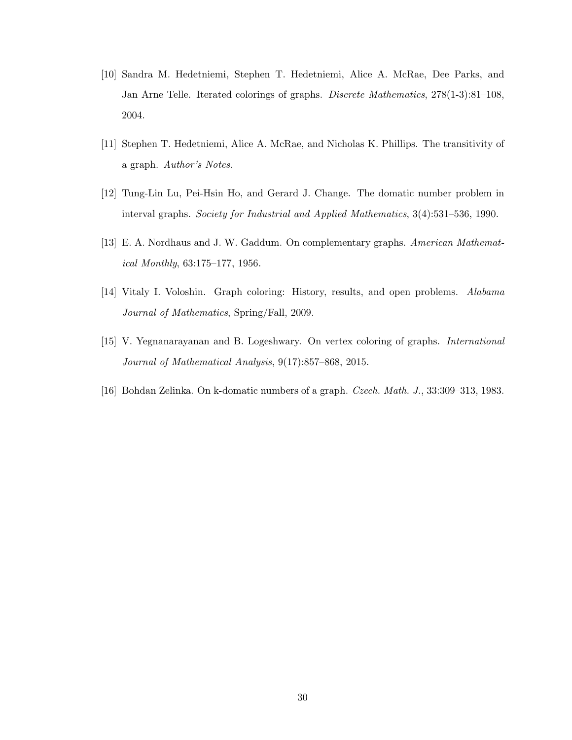[10] Sandra M. Hedetniemi, Stephen T. Hedetniemi, Alice A. McRae, Dee Parks, and Jan Arne Telle. Iterated colorings of graphs. *Discrete Mathematics*, 278(1-3):81–108, 2004.

[11] Stephen T. Hedetniemi, Alice A. McRae, and Nicholas K. Phillips. The transitivity of a graph. *Author's Notes*.

[12] Tung-Lin Lu, Pei-Hsin Ho, and Gerard J. Change. The domatic number problem in interval graphs. *Society for Industrial and Applied Mathematics*, 3(4):531–536, 1990.

[13] E. A. Nordhaus and J. W. Gaddum. On complementary graphs. *American Mathematical Monthly*, 63:175–177, 1956.

[14] Vitaly I. Voloshin. Graph coloring: History, results, and open problems. *Alabama Journal of Mathematics*, Spring/Fall, 2009.

[15] V. Yegnanarayanan and B. Logeshwary. On vertex coloring of graphs. *International Journal of Mathematical Analysis*, 9(17):857–868, 2015.

[16] Bohdan Zelinka. On k-domatic numbers of a graph. *Czech. Math. J.*, 33:309–313, 1983.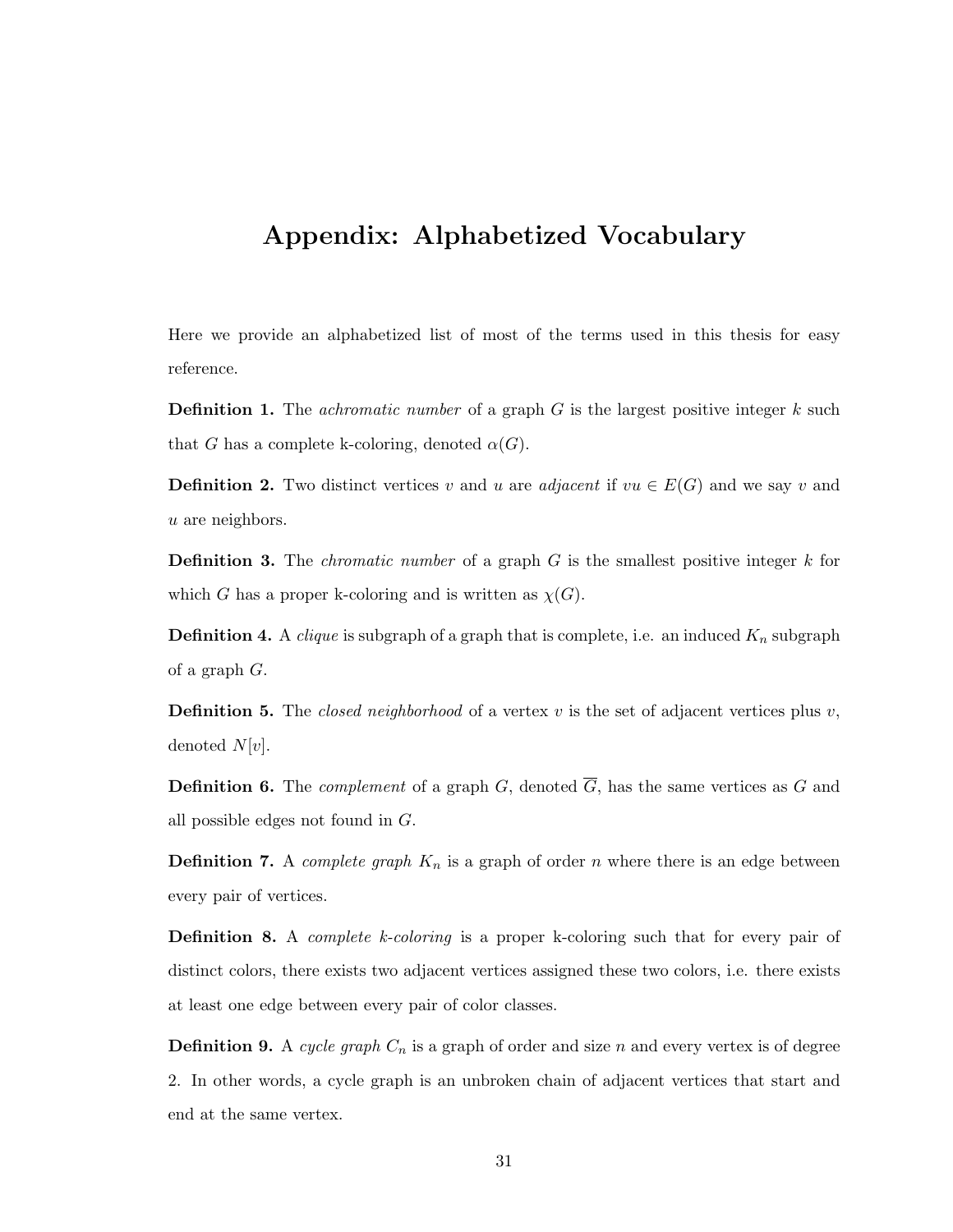# Appendix: Alphabetized Vocabulary

Here we provide an alphabetized list of most of the terms used in this thesis for easy reference.

**Definition 1.** The *achromatic number* of a graph $G$ is the largest positive integer $k$ such that $G$ has a complete k-coloring, denoted $\alpha(G)$.

**Definition 2.** Two distinct vertices $v$ and $u$ are *adjacent* if $vu \in E(G)$ and we say $v$ and $u$ are neighbors.

**Definition 3.** The *chromatic number* of a graph $G$ is the smallest positive integer $k$ for which $G$ has a proper k-coloring and is written as $\chi(G)$.

**Definition 4.** A *clique* is subgraph of a graph that is complete, i.e. an induced $K_n$ subgraph of a graph $G$.

**Definition 5.** The *closed neighborhood* of a vertex $v$ is the set of adjacent vertices plus $v$, denoted $N[v]$.

**Definition 6.** The *complement* of a graph $G$, denoted $\overline{G}$, has the same vertices as $G$ and all possible edges not found in $G$.

**Definition 7.** A *complete graph* $K_n$ is a graph of order $n$ where there is an edge between every pair of vertices.

**Definition 8.** A *complete k-coloring* is a proper k-coloring such that for every pair of distinct colors, there exists two adjacent vertices assigned these two colors, i.e. there exists at least one edge between every pair of color classes.

**Definition 9.** A *cycle graph* $C_n$ is a graph of order and size $n$ and every vertex is of degree 2. In other words, a cycle graph is an unbroken chain of adjacent vertices that start and end at the same vertex.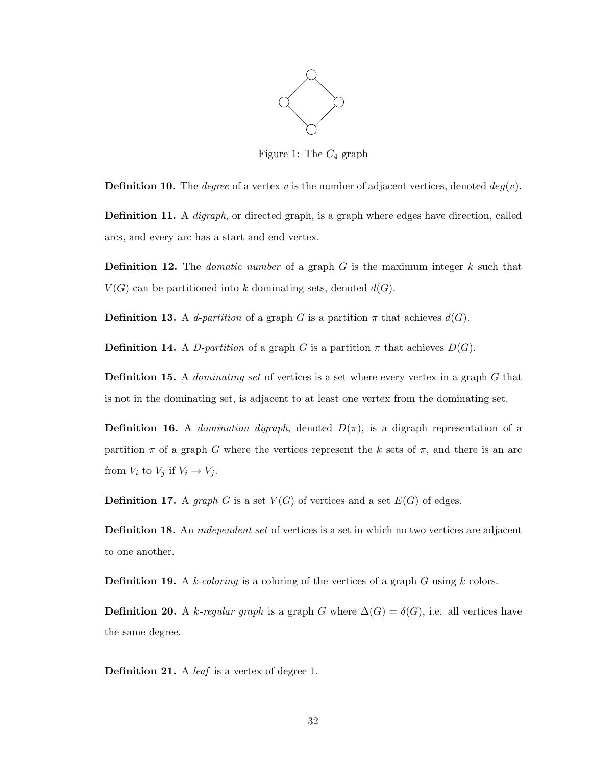Figure 1: The $C_4$ graph

**Definition 10.** The *degree* of a vertex $v$ is the number of adjacent vertices, denoted $deg(v)$.

**Definition 11.** A *digraph*, or directed graph, is a graph where edges have direction, called arcs, and every arc has a start and end vertex.

**Definition 12.** The *domatic number* of a graph $G$ is the maximum integer $k$ such that $V(G)$ can be partitioned into $k$ dominating sets, denoted $d(G)$.

**Definition 13.** A *d-partition* of a graph $G$ is a partition $\pi$ that achieves $d(G)$.

**Definition 14.** A *D-partition* of a graph $G$ is a partition $\pi$ that achieves $D(G)$.

**Definition 15.** A *dominating set* of vertices is a set where every vertex in a graph $G$ that is not in the dominating set, is adjacent to at least one vertex from the dominating set.

**Definition 16.** A *domination digraph*, denoted $D(\pi)$, is a digraph representation of a partition $\pi$ of a graph $G$ where the vertices represent the $k$ sets of $\pi$, and there is an arc from $V_i$ to $V_j$ if $V_i \rightarrow V_j$.

**Definition 17.** A *graph* $G$ is a set $V(G)$ of vertices and a set $E(G)$ of edges.

**Definition 18.** An *independent set* of vertices is a set in which no two vertices are adjacent to one another.

**Definition 19.** A *k-coloring* is a coloring of the vertices of a graph $G$ using $k$ colors.

**Definition 20.** A *k-regular graph* is a graph $G$ where $\Delta(G) = \delta(G)$, i.e. all vertices have the same degree.

**Definition 21.** A *leaf* is a vertex of degree 1.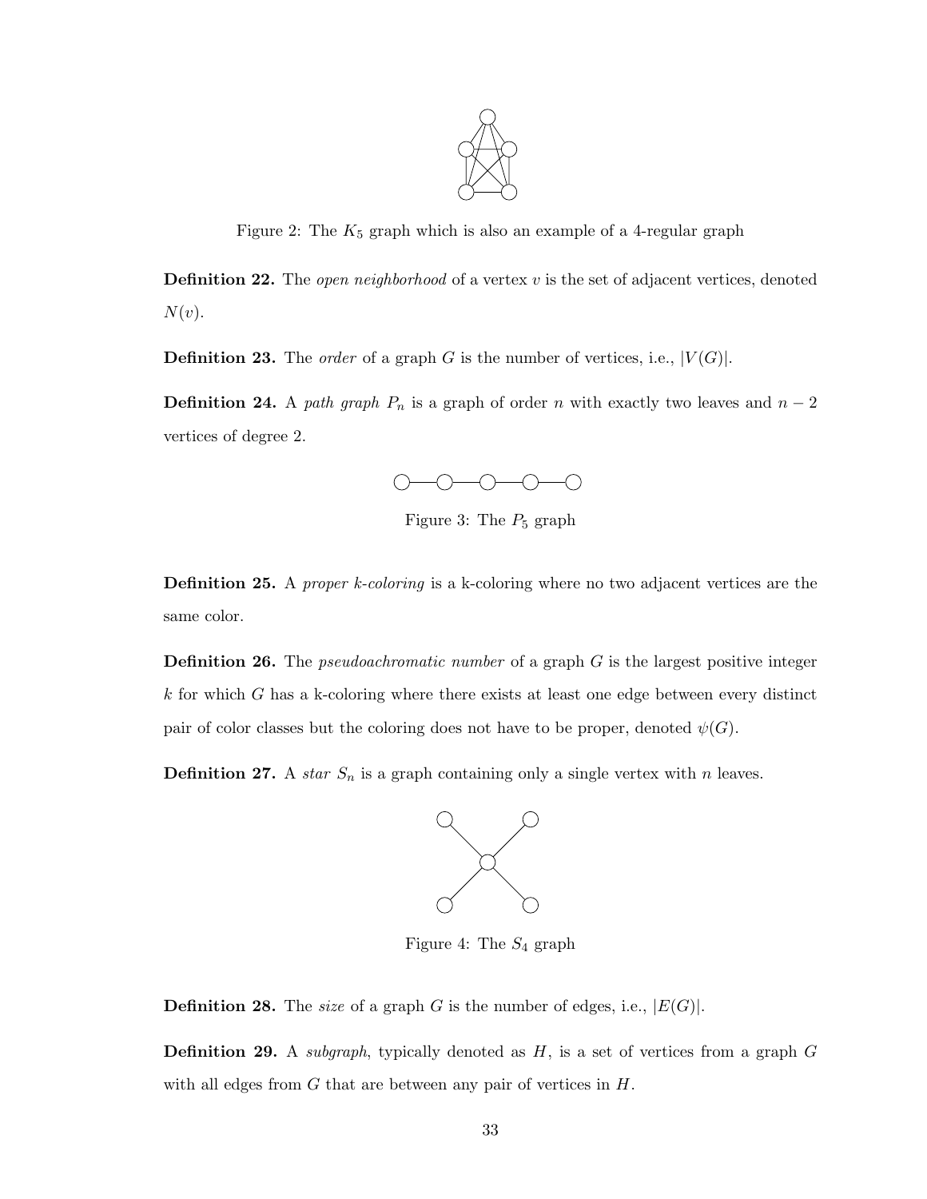Figure 2: The $K_5$ graph which is also an example of a 4-regular graph

**Definition 22.** The *open neighborhood* of a vertex $v$ is the set of adjacent vertices, denoted $N(v)$.

**Definition 23.** The *order* of a graph $G$ is the number of vertices, i.e., $|V(G)|$.

**Definition 24.** A *path graph* $P_n$ is a graph of order $n$ with exactly two leaves and $n - 2$ vertices of degree 2.

Figure 3: The $P_5$ graph

**Definition 25.** A *proper k-coloring* is a k-coloring where no two adjacent vertices are the same color.

**Definition 26.** The *pseudoachromatic number* of a graph $G$ is the largest positive integer $k$ for which $G$ has a k-coloring where there exists at least one edge between every distinct pair of color classes but the coloring does not have to be proper, denoted $\psi(G)$.

**Definition 27.** A *star* $S_n$ is a graph containing only a single vertex with $n$ leaves.

Figure 4: The $S_4$ graph

**Definition 28.** The *size* of a graph $G$ is the number of edges, i.e., $|E(G)|$.

**Definition 29.** A *subgraph*, typically denoted as $H$, is a set of vertices from a graph $G$ with all edges from $G$ that are between any pair of vertices in $H$.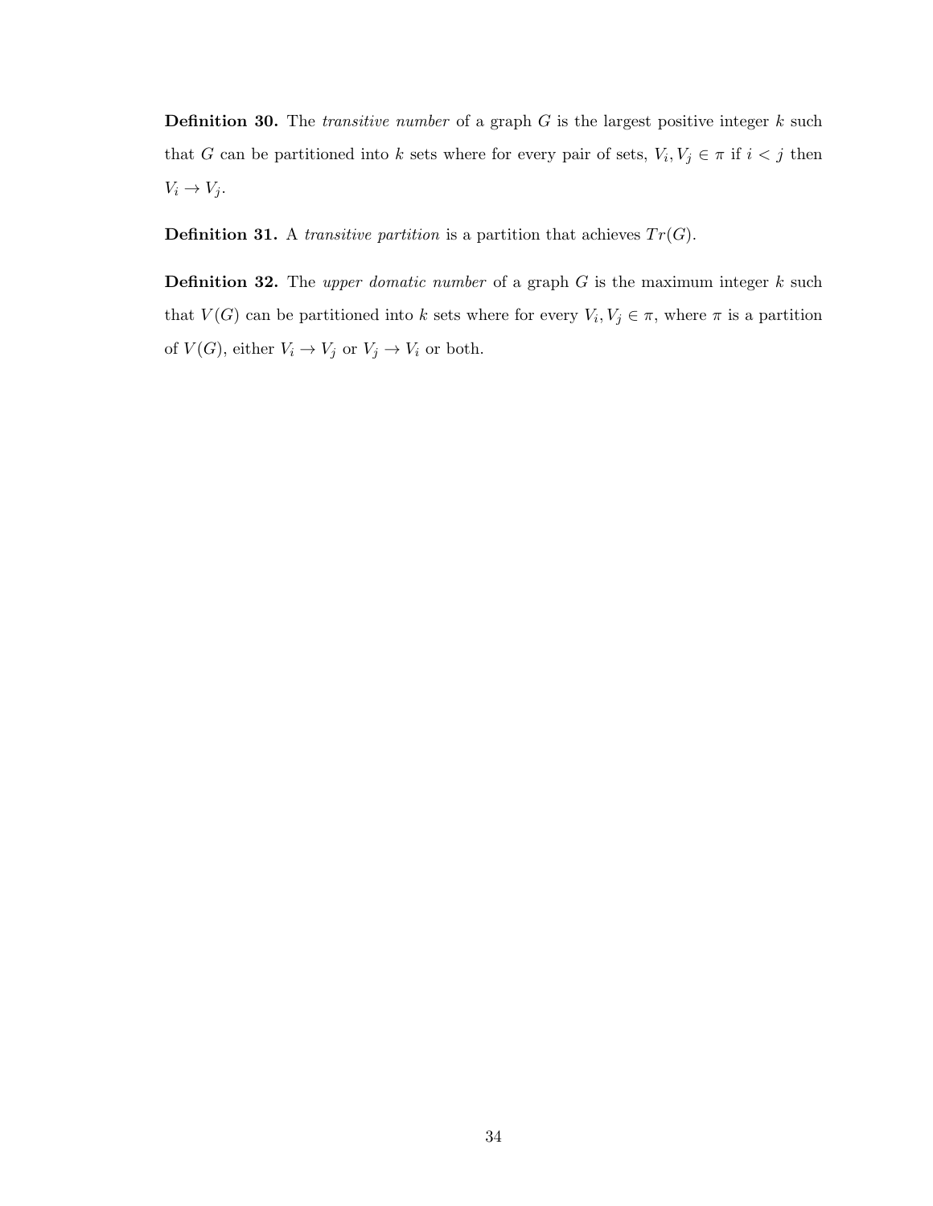**Definition 30.** The *transitive number* of a graph $G$ is the largest positive integer $k$ such that $G$ can be partitioned into $k$ sets where for every pair of sets, $V_i, V_j \in \pi$ if $i < j$ then $V_i \to V_j$.

**Definition 31.** A *transitive partition* is a partition that achieves $Tr(G)$.

**Definition 32.** The *upper domatic number* of a graph $G$ is the maximum integer $k$ such that $V(G)$ can be partitioned into $k$ sets where for every $V_i, V_j \in \pi$, where $\pi$ is a partition of $V(G)$, either $V_i \to V_j$ or $V_j \to V_i$ or both.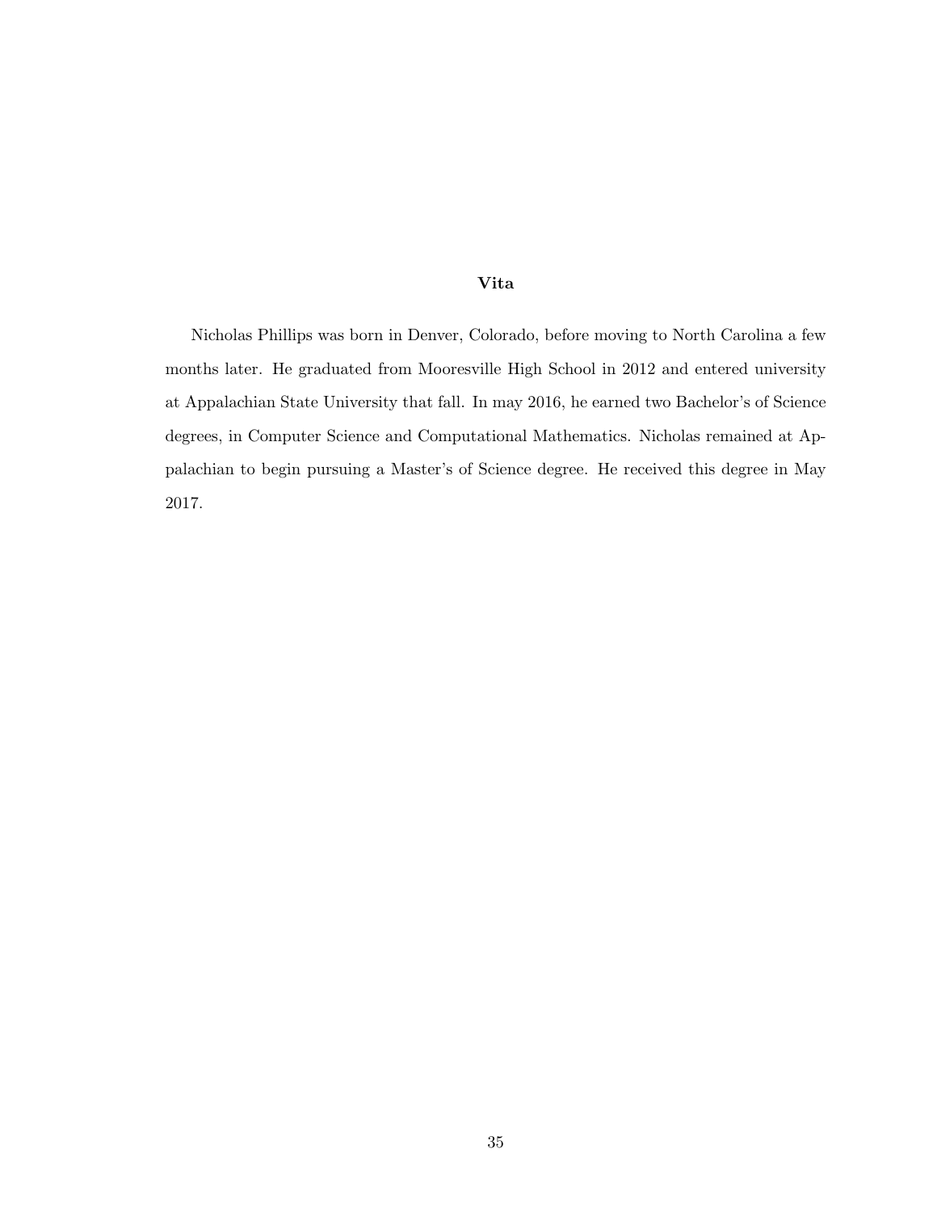## Vita

Nicholas Phillips was born in Denver, Colorado, before moving to North Carolina a few months later. He graduated from Mooresville High School in 2012 and entered university at Appalachian State University that fall. In may 2016, he earned two Bachelor's of Science degrees, in Computer Science and Computational Mathematics. Nicholas remained at Appalachian to begin pursuing a Master's of Science degree. He received this degree in May 2017.